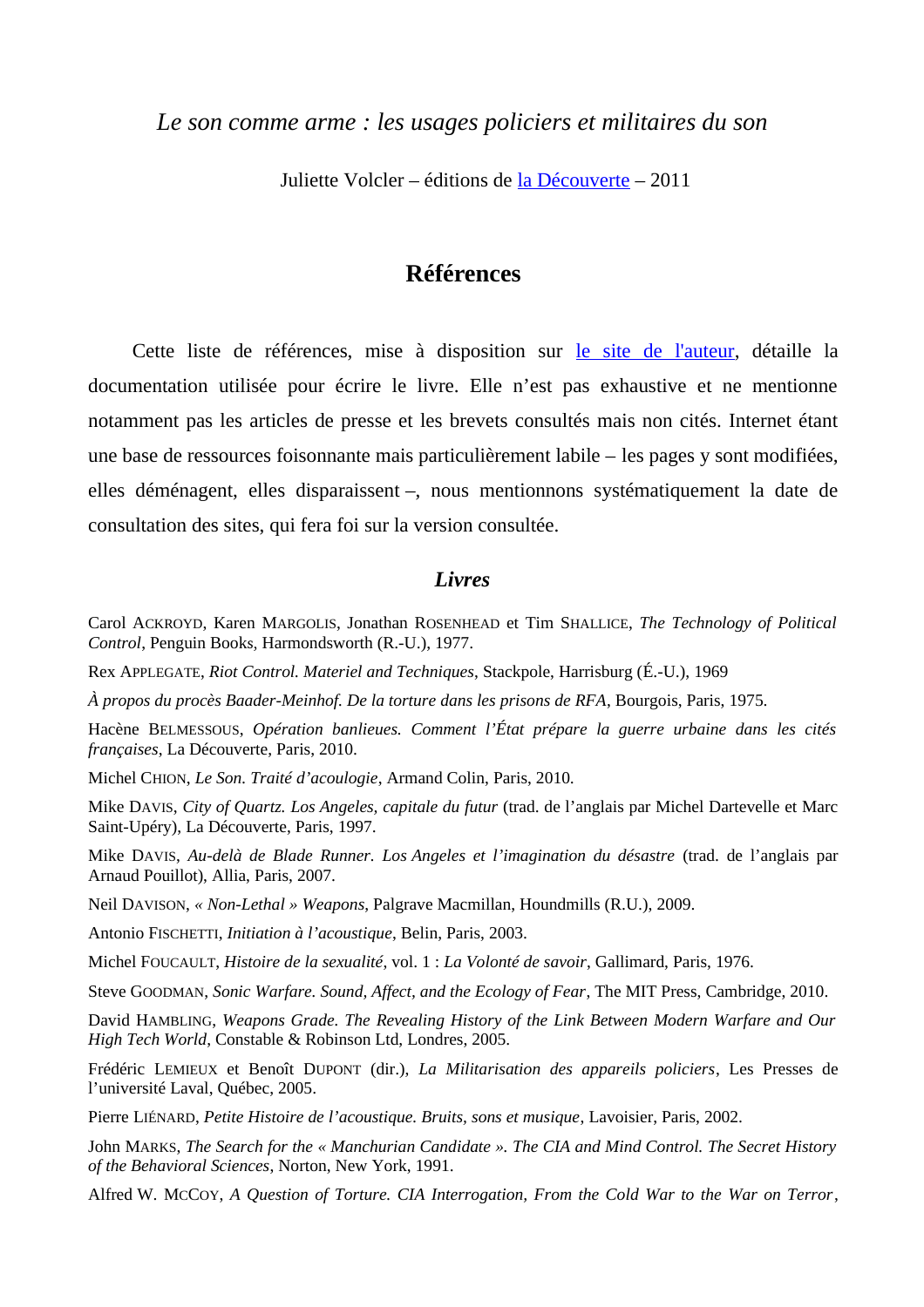*Le son comme arme : les usages policiers et militaires du son*

Juliette Volcler – éditions de la Découverte – 2011

# Références

Cette liste de références, mise à disposition sur le site de l'auteur, détaille la documentation utilisée pour écrire le livre. Elle n'est pas exhaustive et ne mentionne notamment pas les articles de presse et les brevets consultés mais non cités. Internet étant une base de ressources foisonnante mais particulièrement labile – les pages y sont modifiées, elles déménagent, elles disparaissent –, nous mentionnons systématiquement la date de consultation des sites, qui fera foi sur la version consultée.

## *Livres*

Carol Ackroyd, Karen Margolis, Jonathan Rosenhead et Tim Shallice, *The Technology of Political Control*, Penguin Books, Harmondsworth (R.-U.), 1977.

Rex Applegate, *Riot Control. Materiel and Techniques*, Stackpole, Harrisburg (É.-U.), 1969

*À propos du procès Baader-Meinhof. De la torture dans les prisons de RFA*, Bourgois, Paris, 1975.

Hacène Belmessous, *Opération banlieues. Comment l'État prépare la guerre urbaine dans les cités françaises*, La Découverte, Paris, 2010.

Michel Chion, *Le Son. Traité d'acoulogie*, Armand Colin, Paris, 2010.

Mike Davis, *City of Quartz. Los Angeles, capitale du futur* (trad. de l'anglais par Michel Dartevelle et Marc Saint-Upéry), La Découverte, Paris, 1997.

Mike Davis, *Au-delà de Blade Runner. Los Angeles et l'imagination du désastre* (trad. de l'anglais par Arnaud Pouillot), Allia, Paris, 2007.

Neil Davison, *« Non-Lethal » Weapons*, Palgrave Macmillan, Houndmills (R.U.), 2009.

Antonio Fischetti, *Initiation à l'acoustique*, Belin, Paris, 2003.

Michel Foucault, *Histoire de la sexualité*, vol. 1 : *La Volonté de savoir*, Gallimard, Paris, 1976.

Steve Goodman, *Sonic Warfare. Sound, Affect, and the Ecology of Fear*, The MIT Press, Cambridge, 2010.

David Hambling, *Weapons Grade. The Revealing History of the Link Between Modern Warfare and Our High Tech World*, Constable & Robinson Ltd, Londres, 2005.

Frédéric Lemieux et Benoît Dupont (dir.), *La Militarisation des appareils policiers*, Les Presses de l'université Laval, Québec, 2005.

Pierre Liénard, *Petite Histoire de l'acoustique. Bruits, sons et musique*, Lavoisier, Paris, 2002.

John Marks, *The Search for the « Manchurian Candidate ». The CIA and Mind Control. The Secret History of the Behavioral Sciences*, Norton, New York, 1991.

Alfred W. McCoy, *A Question of Torture. CIA Interrogation, From the Cold War to the War on Terror*,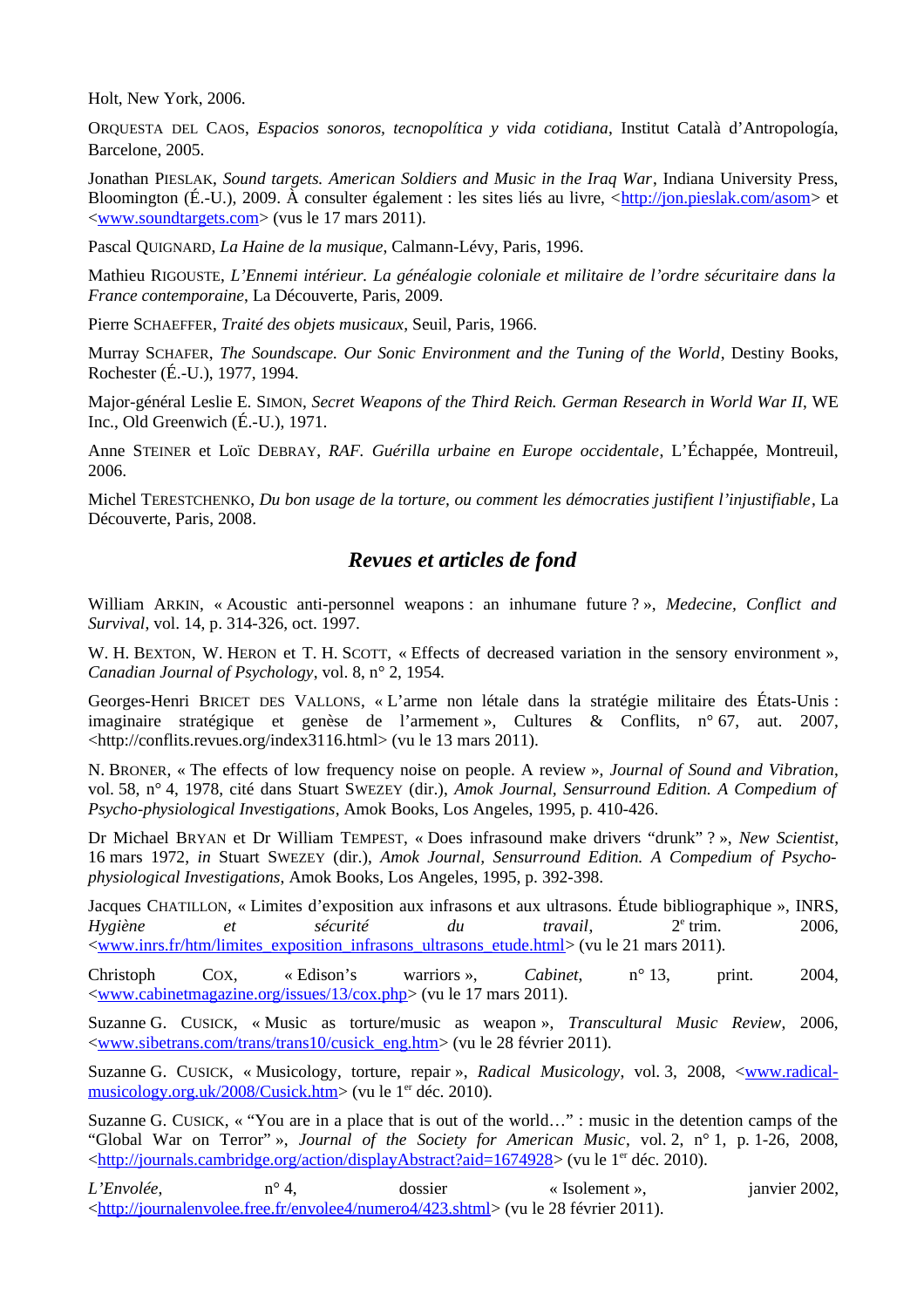Holt, New York, 2006.

Orquesta del Caos, *Espacios sonoros, tecnopolítica y vida cotidiana*, Institut Català d'Antropología, Barcelone, 2005.

Jonathan Pieslak, *Sound targets. American Soldiers and Music in the Iraq War*, Indiana University Press, Bloomington (É.-U.), 2009. À consulter également : les sites liés au livre, <http://jon.pieslak.com/asom> et <www.soundtargets.com> (vus le 17 mars 2011).

Pascal Quignard, *La Haine de la musique*, Calmann-Lévy, Paris, 1996.

Mathieu Rigouste, *L'Ennemi intérieur. La généalogie coloniale et militaire de l'ordre sécuritaire dans la France contemporaine*, La Découverte, Paris, 2009.

Pierre Schaeffer, *Traité des objets musicaux*, Seuil, Paris, 1966.

Murray Schafer, *The Soundscape. Our Sonic Environment and the Tuning of the World*, Destiny Books, Rochester (É.-U.), 1977, 1994.

Major-général Leslie E. Simon, *Secret Weapons of the Third Reich. German Research in World War II*, WE Inc., Old Greenwich (É.-U.), 1971.

Anne Steiner et Loïc Debray, *RAF. Guérilla urbaine en Europe occidentale*, L'Échappée, Montreuil, 2006.

Michel Terestchenko, *Du bon usage de la torture, ou comment les démocraties justifient l'injustifiable*, La Découverte, Paris, 2008.

## *Revues et articles de fond*

William Arkin, « Acoustic anti-personnel weapons : an inhumane future ? », *Medecine, Conflict and Survival*, vol. 14, p. 314-326, oct. 1997.

W. H. Bexton, W. Heron et T. H. Scott, « Effects of decreased variation in the sensory environment », *Canadian Journal of Psychology*, vol. 8, n° 2, 1954.

Georges-Henri Bricet des Vallons, « L'arme non létale dans la stratégie militaire des États-Unis : imaginaire stratégique et genèse de l'armement », Cultures & Conflits, n° 67, aut. 2007, <http://conflits.revues.org/index3116.html> (vu le 13 mars 2011).

N. Broner, « The effects of low frequency noise on people. A review », *Journal of Sound and Vibration*, vol. 58, n° 4, 1978, cité dans Stuart Swezey (dir.), *Amok Journal, Sensurround Edition. A Compedium of Psycho-physiological Investigations*, Amok Books, Los Angeles, 1995, p. 410-426.

Dr Michael Bryan et Dr William Tempest, « Does infrasound make drivers "drunk" ? », *New Scientist*, 16 mars 1972, *in* Stuart Swezey (dir.), *Amok Journal, Sensurround Edition. A Compedium of Psycho-physiological Investigations*, Amok Books, Los Angeles, 1995, p. 392-398.

Jacques Chatillon, « Limites d'exposition aux infrasons et aux ultrasons. Étude bibliographique », INRS, *Hygiène et sécurité du travail*, 2e trim. 2006, <www.inrs.fr/htm/limites_exposition_infrasons_ultrasons_etude.html> (vu le 21 mars 2011).

Christoph Cox, « Edison's warriors », *Cabinet*, n° 13, print. 2004, <www.cabinetmagazine.org/issues/13/cox.php> (vu le 17 mars 2011).

Suzanne G. Cusick, « Music as torture/music as weapon », *Transcultural Music Review*, 2006, <www.sibetrans.com/trans/trans10/cusick_eng.htm> (vu le 28 février 2011).

Suzanne G. Cusick, « Musicology, torture, repair », *Radical Musicology*, vol. 3, 2008, <www.radical-musicology.org.uk/2008/Cusick.htm> (vu le 1er déc. 2010).

Suzanne G. Cusick, « "You are in a place that is out of the world…" : music in the detention camps of the "Global War on Terror" », *Journal of the Society for American Music*, vol. 2, n° 1, p. 1-26, 2008, <http://journals.cambridge.org/action/displayAbstract?aid=1674928> (vu le 1er déc. 2010).

*L'Envolée*, n° 4, dossier « Isolement », janvier 2002, <http://journalenvolee.free.fr/envolee4/numero4/423.shtml> (vu le 28 février 2011).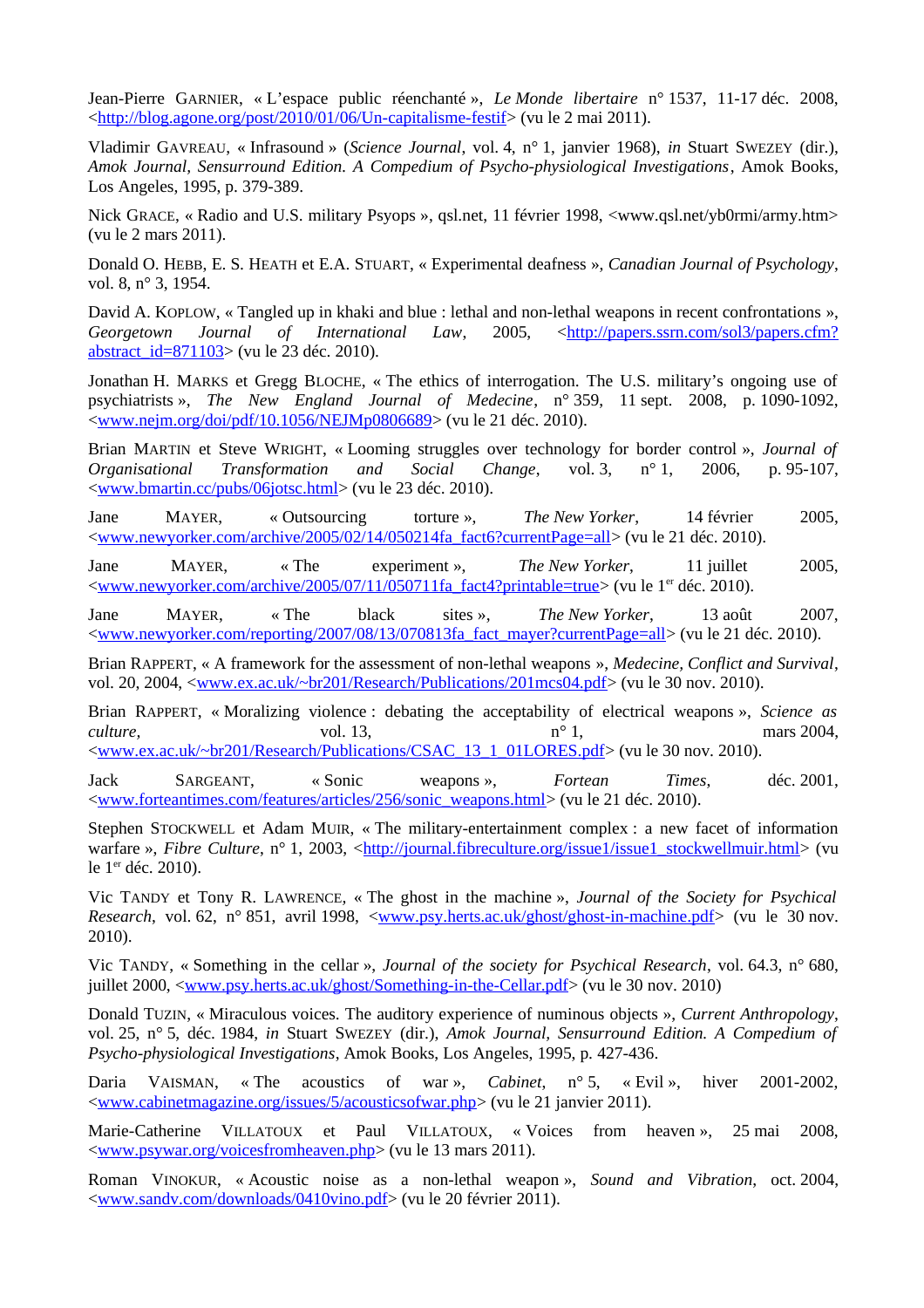Jean-Pierre GARNIER, « L'espace public réenchanté », *Le Monde libertaire* n° 1537, 11-17 déc. 2008, <http://blog.agone.org/post/2010/01/06/Un-capitalisme-festif> (vu le 2 mai 2011).

Vladimir GAVREAU, « Infrasound » (*Science Journal*, vol. 4, n° 1, janvier 1968), *in* Stuart SWEZEY (dir.), *Amok Journal, Sensurround Edition. A Compedium of Psycho-physiological Investigations*, Amok Books, Los Angeles, 1995, p. 379-389.

Nick GRACE, « Radio and U.S. military Psyops », qsl.net, 11 février 1998, <www.qsl.net/yb0rmi/army.htm> (vu le 2 mars 2011).

Donald O. HEBB, E. S. HEATH et E.A. STUART, « Experimental deafness », *Canadian Journal of Psychology*, vol. 8, n° 3, 1954.

David A. KOPLOW, « Tangled up in khaki and blue : lethal and non-lethal weapons in recent confrontations », *Georgetown Journal of International Law*, 2005, <http://papers.ssrn.com/sol3/papers.cfm?abstract_id=871103> (vu le 23 déc. 2010).

Jonathan H. MARKS et Gregg BLOCHE, « The ethics of interrogation. The U.S. military's ongoing use of psychiatrists », *The New England Journal of Medecine*, n° 359, 11 sept. 2008, p. 1090-1092, <www.nejm.org/doi/pdf/10.1056/NEJMp0806689> (vu le 21 déc. 2010).

Brian MARTIN et Steve WRIGHT, « Looming struggles over technology for border control », *Journal of Organisational Transformation and Social Change*, vol. 3, n° 1, 2006, p. 95-107, <www.bmartin.cc/pubs/06jotsc.html> (vu le 23 déc. 2010).

Jane MAYER, « Outsourcing torture », *The New Yorker*, 14 février 2005, <www.newyorker.com/archive/2005/02/14/050214fa_fact6?currentPage=all> (vu le 21 déc. 2010).

Jane MAYER, « The experiment », *The New Yorker*, 11 juillet 2005, <www.newyorker.com/archive/2005/07/11/050711fa_fact4?printable=true> (vu le 1er déc. 2010).

Jane MAYER, « The black sites », *The New Yorker*, 13 août 2007, <www.newyorker.com/reporting/2007/08/13/070813fa_fact_mayer?currentPage=all> (vu le 21 déc. 2010).

Brian RAPPERT, « A framework for the assessment of non-lethal weapons », *Medecine, Conflict and Survival*, vol. 20, 2004, <www.ex.ac.uk/~br201/Research/Publications/201mcs04.pdf> (vu le 30 nov. 2010).

Brian RAPPERT, « Moralizing violence : debating the acceptability of electrical weapons », *Science as culture*, vol. 13, n° 1, mars 2004, <www.ex.ac.uk/~br201/Research/Publications/CSAC_13_1_01LORES.pdf> (vu le 30 nov. 2010).

Jack SARGEANT, « Sonic weapons », *Fortean Times*, déc. 2001, <www.forteantimes.com/features/articles/256/sonic_weapons.html> (vu le 21 déc. 2010).

Stephen STOCKWELL et Adam MUIR, « The military-entertainment complex : a new facet of information warfare », *Fibre Culture*, n° 1, 2003, <http://journal.fibreculture.org/issue1/issue1_stockwellmuir.html> (vu le 1er déc. 2010).

Vic TANDY et Tony R. LAWRENCE, « The ghost in the machine », *Journal of the Society for Psychical Research*, vol. 62, n° 851, avril 1998, <www.psy.herts.ac.uk/ghost/ghost-in-machine.pdf> (vu le 30 nov. 2010).

Vic TANDY, « Something in the cellar », *Journal of the society for Psychical Research*, vol. 64.3, n° 680, juillet 2000, <www.psy.herts.ac.uk/ghost/Something-in-the-Cellar.pdf> (vu le 30 nov. 2010)

Donald TUZIN, « Miraculous voices. The auditory experience of numinous objects », *Current Anthropology*, vol. 25, n° 5, déc. 1984, *in* Stuart SWEZEY (dir.), *Amok Journal, Sensurround Edition. A Compedium of Psycho-physiological Investigations*, Amok Books, Los Angeles, 1995, p. 427-436.

Daria VAISMAN, « The acoustics of war », *Cabinet*, n° 5, « Evil », hiver 2001-2002, <www.cabinetmagazine.org/issues/5/acousticsofwar.php> (vu le 21 janvier 2011).

Marie-Catherine VILLATOUX et Paul VILLATOUX, « Voices from heaven », 25 mai 2008, <www.psywar.org/voicesfromheaven.php> (vu le 13 mars 2011).

Roman VINOKUR, « Acoustic noise as a non-lethal weapon », *Sound and Vibration*, oct. 2004, <www.sandv.com/downloads/0410vino.pdf> (vu le 20 février 2011).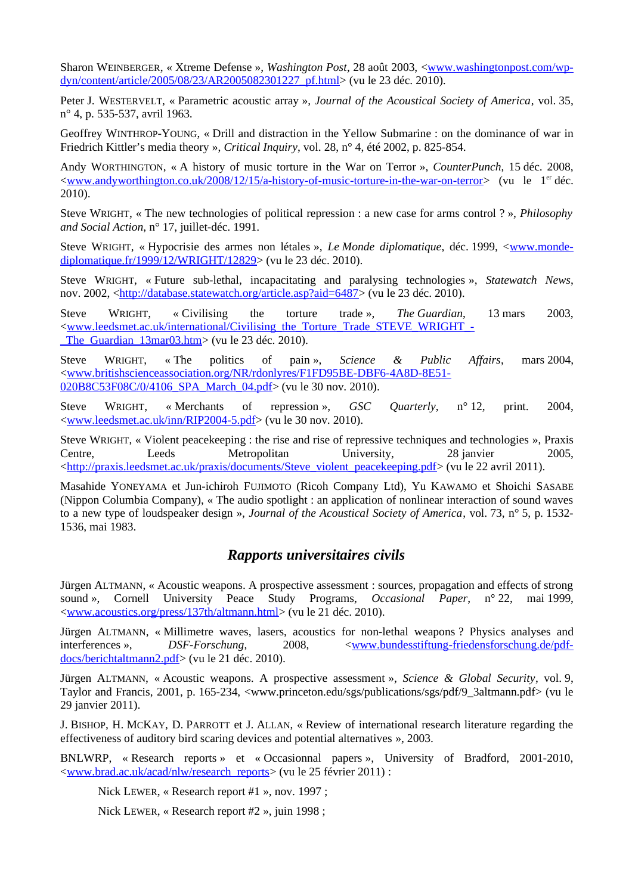Sharon WEINBERGER, « Xtreme Defense », *Washington Post*, 28 août 2003, <www.washingtonpost.com/wp-dyn/content/article/2005/08/23/AR2005082301227_pf.html> (vu le 23 déc. 2010).

Peter J. WESTERVELT, « Parametric acoustic array », *Journal of the Acoustical Society of America*, vol. 35, n° 4, p. 535-537, avril 1963.

Geoffrey WINTHROP-YOUNG, « Drill and distraction in the Yellow Submarine : on the dominance of war in Friedrich Kittler's media theory », *Critical Inquiry*, vol. 28, n° 4, été 2002, p. 825-854.

Andy WORTHINGTON, « A history of music torture in the War on Terror », *CounterPunch*, 15 déc. 2008, <www.andyworthington.co.uk/2008/12/15/a-history-of-music-torture-in-the-war-on-terror> (vu le 1er déc. 2010).

Steve WRIGHT, « The new technologies of political repression : a new case for arms control ? », *Philosophy and Social Action*, n° 17, juillet-déc. 1991.

Steve WRIGHT, « Hypocrisie des armes non létales », *Le Monde diplomatique*, déc. 1999, <www.monde-diplomatique.fr/1999/12/WRIGHT/12829> (vu le 23 déc. 2010).

Steve WRIGHT, « Future sub-lethal, incapacitating and paralysing technologies », *Statewatch News*, nov. 2002, <http://database.statewatch.org/article.asp?aid=6487> (vu le 23 déc. 2010).

Steve WRIGHT, « Civilising the torture trade », *The Guardian*, 13 mars 2003, <www.leedsmet.ac.uk/international/Civilising_the_Torture_Trade_STEVE_WRIGHT_-_The_Guardian_13mar03.htm> (vu le 23 déc. 2010).

Steve WRIGHT, « The politics of pain », *Science & Public Affairs*, mars 2004, <www.britishscienceassociation.org/NR/rdonlyres/F1FD95BE-DBF6-4A8D-8E51-020B8C53F08C/0/4106_SPA_March_04.pdf> (vu le 30 nov. 2010).

Steve WRIGHT, « Merchants of repression », *GSC Quarterly*, n° 12, print. 2004, <www.leedsmet.ac.uk/inn/RIP2004-5.pdf> (vu le 30 nov. 2010).

Steve WRIGHT, « Violent peacekeeping : the rise and rise of repressive techniques and technologies », Praxis Centre, Leeds Metropolitan University, 28 janvier 2005, <http://praxis.leedsmet.ac.uk/praxis/documents/Steve_violent_peacekeeping.pdf> (vu le 22 avril 2011).

Masahide YONEYAMA et Jun-ichiroh FUJIMOTO (Ricoh Company Ltd), Yu KAWAMO et Shoichi SASABE (Nippon Columbia Company), « The audio spotlight : an application of nonlinear interaction of sound waves to a new type of loudspeaker design », *Journal of the Acoustical Society of America*, vol. 73, n° 5, p. 1532-1536, mai 1983.

## *Rapports universitaires civils*

Jürgen ALTMANN, « Acoustic weapons. A prospective assessment : sources, propagation and effects of strong sound », Cornell University Peace Study Programs, *Occasional Paper*, n° 22, mai 1999, <www.acoustics.org/press/137th/altmann.html> (vu le 21 déc. 2010).

Jürgen ALTMANN, « Millimetre waves, lasers, acoustics for non-lethal weapons ? Physics analyses and interferences », *DSF-Forschung*, 2008, <www.bundesstiftung-friedensforschung.de/pdf-docs/berichtaltmann2.pdf> (vu le 21 déc. 2010).

Jürgen ALTMANN, « Acoustic weapons. A prospective assessment », *Science & Global Security*, vol. 9, Taylor and Francis, 2001, p. 165-234, <www.princeton.edu/sgs/publications/sgs/pdf/9_3altmann.pdf> (vu le 29 janvier 2011).

J. BISHOP, H. MCKAY, D. PARROTT et J. ALLAN, « Review of international research literature regarding the effectiveness of auditory bird scaring devices and potential alternatives », 2003.

BNLWRP, « Research reports » et « Occasionnal papers », University of Bradford, 2001-2010, <www.brad.ac.uk/acad/nlw/research_reports> (vu le 25 février 2011) :

Nick LEWER, « Research report #1 », nov. 1997 ;

Nick LEWER, « Research report #2 », juin 1998 ;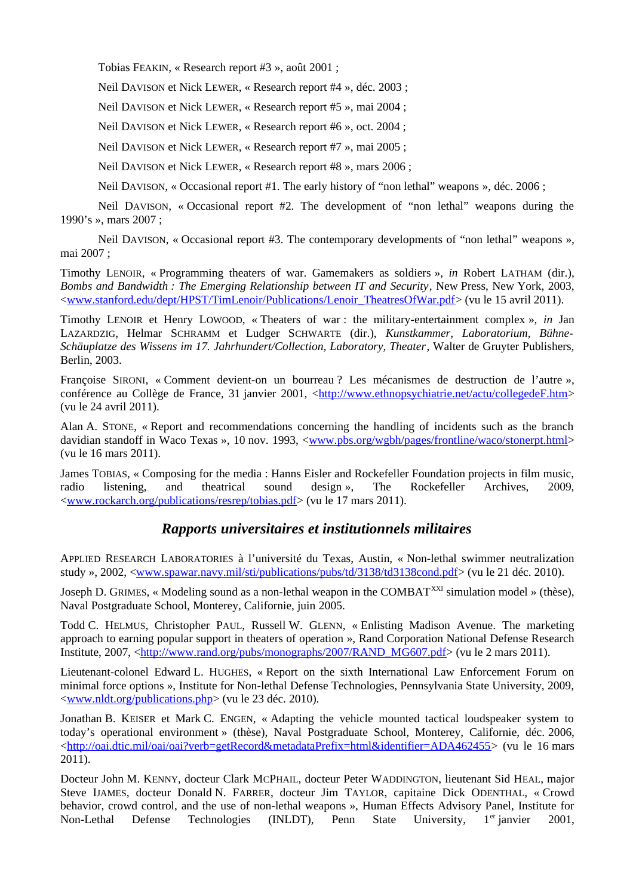Tobias FEAKIN, « Research report #3 », août 2001 ;

Neil DAVISON et Nick LEWER, « Research report #4 », déc. 2003 ;

Neil DAVISON et Nick LEWER, « Research report #5 », mai 2004 ;

Neil DAVISON et Nick LEWER, « Research report #6 », oct. 2004 ;

Neil DAVISON et Nick LEWER, « Research report #7 », mai 2005 ;

Neil DAVISON et Nick LEWER, « Research report #8 », mars 2006 ;

Neil DAVISON, « Occasional report #1. The early history of “non lethal” weapons », déc. 2006 ;

Neil DAVISON, « Occasional report #2. The development of “non lethal” weapons during the 1990’s », mars 2007 ;

Neil DAVISON, « Occasional report #3. The contemporary developments of “non lethal” weapons », mai 2007 ;

Timothy LENOIR, « Programming theaters of war. Gamemakers as soldiers », *in* Robert LATHAM (dir.), *Bombs and Bandwidth : The Emerging Relationship between IT and Security*, New Press, New York, 2003, <www.stanford.edu/dept/HPST/TimLenoir/Publications/Lenoir_TheatresOfWar.pdf> (vu le 15 avril 2011).

Timothy LENOIR et Henry LOWOOD, « Theaters of war : the military-entertainment complex », *in* Jan LAZARDZIG, Helmar SCHRAMM et Ludger SCHWARTE (dir.), *Kunstkammer, Laboratorium, Bühne-Schäuplatze des Wissens im 17. Jahrhundert/Collection, Laboratory, Theater*, Walter de Gruyter Publishers, Berlin, 2003.

Françoise SIRONI, « Comment devient-on un bourreau ? Les mécanismes de destruction de l’autre », conférence au Collège de France, 31 janvier 2001, <http://www.ethnopsychiatrie.net/actu/collegedeF.htm> (vu le 24 avril 2011).

Alan A. STONE, « Report and recommendations concerning the handling of incidents such as the branch davidian standoff in Waco Texas », 10 nov. 1993, <www.pbs.org/wgbh/pages/frontline/waco/stonerpt.html> (vu le 16 mars 2011).

James TOBIAS, « Composing for the media : Hanns Eisler and Rockefeller Foundation projects in film music, radio listening, and theatrical sound design », The Rockefeller Archives, 2009, <www.rockarch.org/publications/resrep/tobias.pdf> (vu le 17 mars 2011).

## *Rapports universitaires et institutionnels militaires*

APPLIED RESEARCH LABORATORIES à l’université du Texas, Austin, « Non-lethal swimmer neutralization study », 2002, <www.spawar.navy.mil/sti/publications/pubs/td/3138/td3138cond.pdf> (vu le 21 déc. 2010).

Joseph D. GRIMES, « Modeling sound as a non-lethal weapon in the COMBAT$^{XXI}$ simulation model » (thèse), Naval Postgraduate School, Monterey, Californie, juin 2005.

Todd C. HELMUS, Christopher PAUL, Russell W. GLENN, « Enlisting Madison Avenue. The marketing approach to earning popular support in theaters of operation », Rand Corporation National Defense Research Institute, 2007, <http://www.rand.org/pubs/monographs/2007/RAND_MG607.pdf> (vu le 2 mars 2011).

Lieutenant-colonel Edward L. HUGHES, « Report on the sixth International Law Enforcement Forum on minimal force options », Institute for Non-lethal Defense Technologies, Pennsylvania State University, 2009, <www.nldt.org/publications.php> (vu le 23 déc. 2010).

Jonathan B. KEISER et Mark C. ENGEN, « Adapting the vehicle mounted tactical loudspeaker system to today’s operational environment » (thèse), Naval Postgraduate School, Monterey, Californie, déc. 2006, <http://oai.dtic.mil/oai/oai?verb=getRecord&metadataPrefix=html&identifier=ADA462455> (vu le 16 mars 2011).

Docteur John M. KENNY, docteur Clark MCPHAIL, docteur Peter WADDINGTON, lieutenant Sid HEAL, major Steve IJAMES, docteur Donald N. FARRER, docteur Jim TAYLOR, capitaine Dick ODENTHAL, « Crowd behavior, crowd control, and the use of non-lethal weapons », Human Effects Advisory Panel, Institute for Non-Lethal Defense Technologies (INLDT), Penn State University, 1er janvier 2001,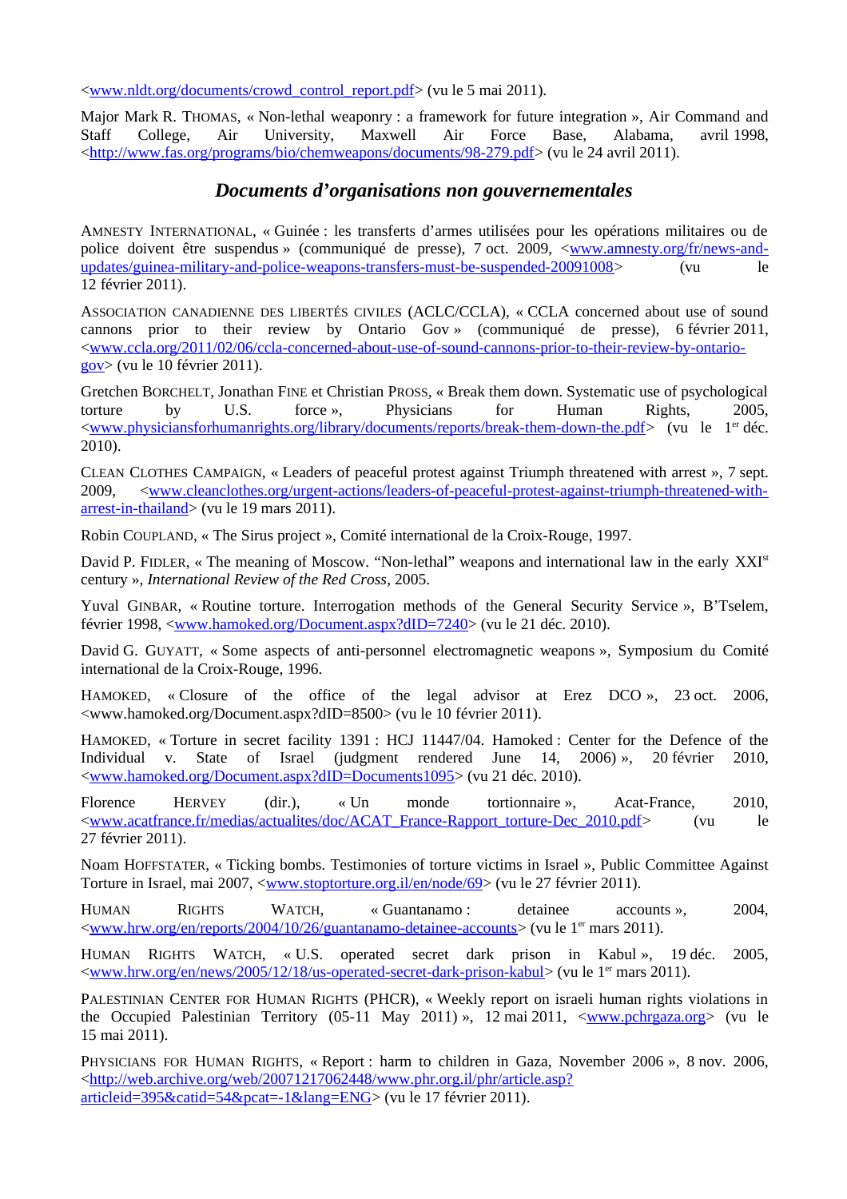<www.nldt.org/documents/crowd_control_report.pdf> (vu le 5 mai 2011).

Major Mark R. Thomas, « Non-lethal weaponry : a framework for future integration », Air Command and Staff College, Air University, Maxwell Air Force Base, Alabama, avril 1998, <http://www.fas.org/programs/bio/chemweapons/documents/98-279.pdf> (vu le 24 avril 2011).

## *Documents d'organisations non gouvernementales*

Amnesty International, « Guinée : les transferts d'armes utilisées pour les opérations militaires ou de police doivent être suspendus » (communiqué de presse), 7 oct. 2009, <www.amnesty.org/fr/news-and-updates/guinea-military-and-police-weapons-transfers-must-be-suspended-20091008> (vu le 12 février 2011).

Association canadienne des libertés civiles (ACLC/CCLA), « CCLA concerned about use of sound cannons prior to their review by Ontario Gov » (communiqué de presse), 6 février 2011, <www.ccla.org/2011/02/06/ccla-concerned-about-use-of-sound-cannons-prior-to-their-review-by-ontario-gov> (vu le 10 février 2011).

Gretchen Borchelt, Jonathan Fine et Christian Pross, « Break them down. Systematic use of psychological torture by U.S. force », Physicians for Human Rights, 2005, <www.physiciansforhumanrights.org/library/documents/reports/break-them-down-the.pdf> (vu le 1er déc. 2010).

Clean Clothes Campaign, « Leaders of peaceful protest against Triumph threatened with arrest », 7 sept. 2009, <www.cleanclothes.org/urgent-actions/leaders-of-peaceful-protest-against-triumph-threatened-with-arrest-in-thailand> (vu le 19 mars 2011).

Robin Coupland, « The Sirus project », Comité international de la Croix-Rouge, 1997.

David P. Fidler, « The meaning of Moscow. "Non-lethal" weapons and international law in the early XXIst century », *International Review of the Red Cross*, 2005.

Yuval Ginbar, « Routine torture. Interrogation methods of the General Security Service », B'Tselem, février 1998, <www.hamoked.org/Document.aspx?dID=7240> (vu le 21 déc. 2010).

David G. Guyatt, « Some aspects of anti-personnel electromagnetic weapons », Symposium du Comité international de la Croix-Rouge, 1996.

Hamoked, « Closure of the office of the legal advisor at Erez DCO », 23 oct. 2006, <www.hamoked.org/Document.aspx?dID=8500> (vu le 10 février 2011).

Hamoked, « Torture in secret facility 1391 : HCJ 11447/04. Hamoked : Center for the Defence of the Individual v. State of Israel (judgment rendered June 14, 2006) », 20 février 2010, <www.hamoked.org/Document.aspx?dID=Documents1095> (vu 21 déc. 2010).

Florence Hervey (dir.), « Un monde tortionnaire », Acat-France, 2010, <www.acatfrance.fr/medias/actualites/doc/ACAT_France-Rapport_torture-Dec_2010.pdf> (vu le 27 février 2011).

Noam Hoffstater, « Ticking bombs. Testimonies of torture victims in Israel », Public Committee Against Torture in Israel, mai 2007, <www.stoptorture.org.il/en/node/69> (vu le 27 février 2011).

Human Rights Watch, « Guantanamo : detainee accounts », 2004, <www.hrw.org/en/reports/2004/10/26/guantanamo-detainee-accounts> (vu le 1er mars 2011).

Human Rights Watch, « U.S. operated secret dark prison in Kabul », 19 déc. 2005, <www.hrw.org/en/news/2005/12/18/us-operated-secret-dark-prison-kabul> (vu le 1er mars 2011).

Palestinian Center for Human Rights (PHCR), « Weekly report on israeli human rights violations in the Occupied Palestinian Territory (05-11 May 2011) », 12 mai 2011, <www.pchrgaza.org> (vu le 15 mai 2011).

Physicians for Human Rights, « Report : harm to children in Gaza, November 2006 », 8 nov. 2006, <http://web.archive.org/web/20071217062448/www.phr.org.il/phr/article.asp?articleid=395&catid=54&pcat=-1&lang=ENG> (vu le 17 février 2011).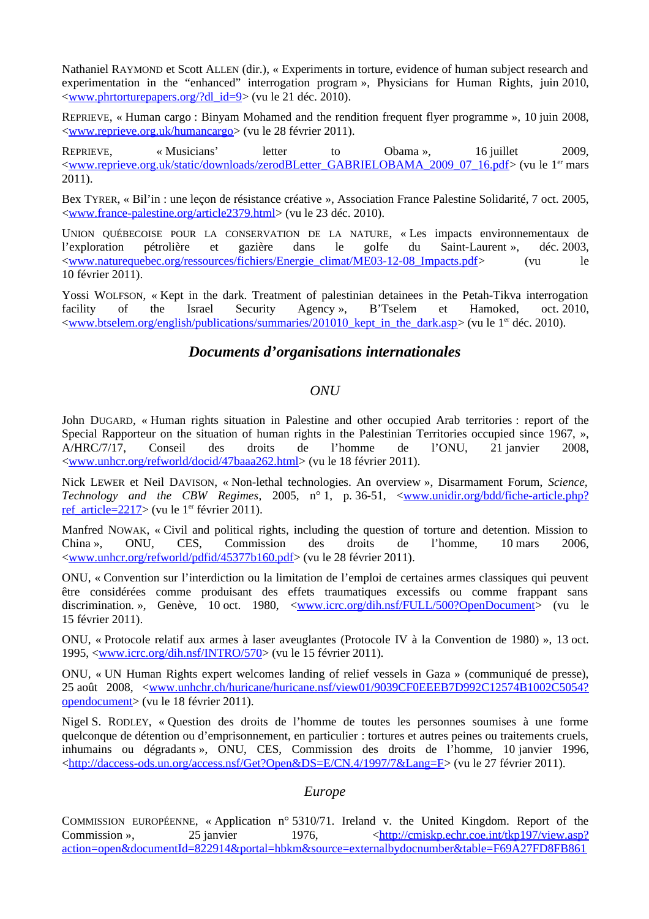Nathaniel RAYMOND et Scott ALLEN (dir.), « Experiments in torture, evidence of human subject research and experimentation in the “enhanced” interrogation program », Physicians for Human Rights, juin 2010, <www.phrtorturepapers.org/?dl_id=9> (vu le 21 déc. 2010).

REPRIEVE, « Human cargo : Binyam Mohamed and the rendition frequent flyer programme », 10 juin 2008, <www.reprieve.org.uk/humancargo> (vu le 28 février 2011).

REPRIEVE, « Musicians’ letter to Obama », 16 juillet 2009, <www.reprieve.org.uk/static/downloads/zerodBLetter_GABRIELOBAMA_2009_07_16.pdf> (vu le 1er mars 2011).

Bex TYRER, « Bil’in : une leçon de résistance créative », Association France Palestine Solidarité, 7 oct. 2005, <www.france-palestine.org/article2379.html> (vu le 23 déc. 2010).

UNION QUÉBECOISE POUR LA CONSERVATION DE LA NATURE, « Les impacts environnementaux de l’exploration pétrolière et gazière dans le golfe du Saint-Laurent », déc. 2003, <www.naturequebec.org/ressources/fichiers/Energie_climat/ME03-12-08_Impacts.pdf> (vu le 10 février 2011).

Yossi WOLFSON, « Kept in the dark. Treatment of palestinian detainees in the Petah-Tikva interrogation facility of the Israel Security Agency », B’Tselem et Hamoked, oct. 2010, <www.btselem.org/english/publications/summaries/201010_kept_in_the_dark.asp> (vu le 1er déc. 2010).

## *Documents d’organisations internationales*

### *ONU*

John DUGARD, « Human rights situation in Palestine and other occupied Arab territories : report of the Special Rapporteur on the situation of human rights in the Palestinian Territories occupied since 1967, », A/HRC/7/17, Conseil des droits de l’homme de l’ONU, 21 janvier 2008, <www.unhcr.org/refworld/docid/47baaa262.html> (vu le 18 février 2011).

Nick LEWER et Neil DAVISON, « Non-lethal technologies. An overview », Disarmament Forum, *Science, Technology and the CBW Regimes*, 2005, n° 1, p. 36-51, <www.unidir.org/bdd/fiche-article.php?ref_article=2217> (vu le 1er février 2011).

Manfred NOWAK, « Civil and political rights, including the question of torture and detention. Mission to China », ONU, CES, Commission des droits de l’homme, 10 mars 2006, <www.unhcr.org/refworld/pdfid/45377b160.pdf> (vu le 28 février 2011).

ONU, « Convention sur l’interdiction ou la limitation de l’emploi de certaines armes classiques qui peuvent être considérées comme produisant des effets traumatiques excessifs ou comme frappant sans discrimination. », Genève, 10 oct. 1980, <www.icrc.org/dih.nsf/FULL/500?OpenDocument> (vu le 15 février 2011).

ONU, « Protocole relatif aux armes à laser aveuglantes (Protocole IV à la Convention de 1980) », 13 oct. 1995, <www.icrc.org/dih.nsf/INTRO/570> (vu le 15 février 2011).

ONU, « UN Human Rights expert welcomes landing of relief vessels in Gaza » (communiqué de presse), 25 août 2008, <www.unhchr.ch/huricane/huricane.nsf/view01/9039CF0EEEB7D992C12574B1002C5054?opendocument> (vu le 18 février 2011).

Nigel S. RODLEY, « Question des droits de l’homme de toutes les personnes soumises à une forme quelconque de détention ou d’emprisonnement, en particulier : tortures et autres peines ou traitements cruels, inhumains ou dégradants », ONU, CES, Commission des droits de l’homme, 10 janvier 1996, <http://daccess-ods.un.org/access.nsf/Get?Open&DS=E/CN.4/1997/7&Lang=F> (vu le 27 février 2011).

### *Europe*

COMMISSION EUROPÉENNE, « Application n° 5310/71. Ireland v. the United Kingdom. Report of the Commission », 25 janvier 1976, <http://cmiskp.echr.coe.int/tkp197/view.asp?action=open&documentId=822914&portal=hbkm&source=externalbydocnumber&table=F69A27FD8FB861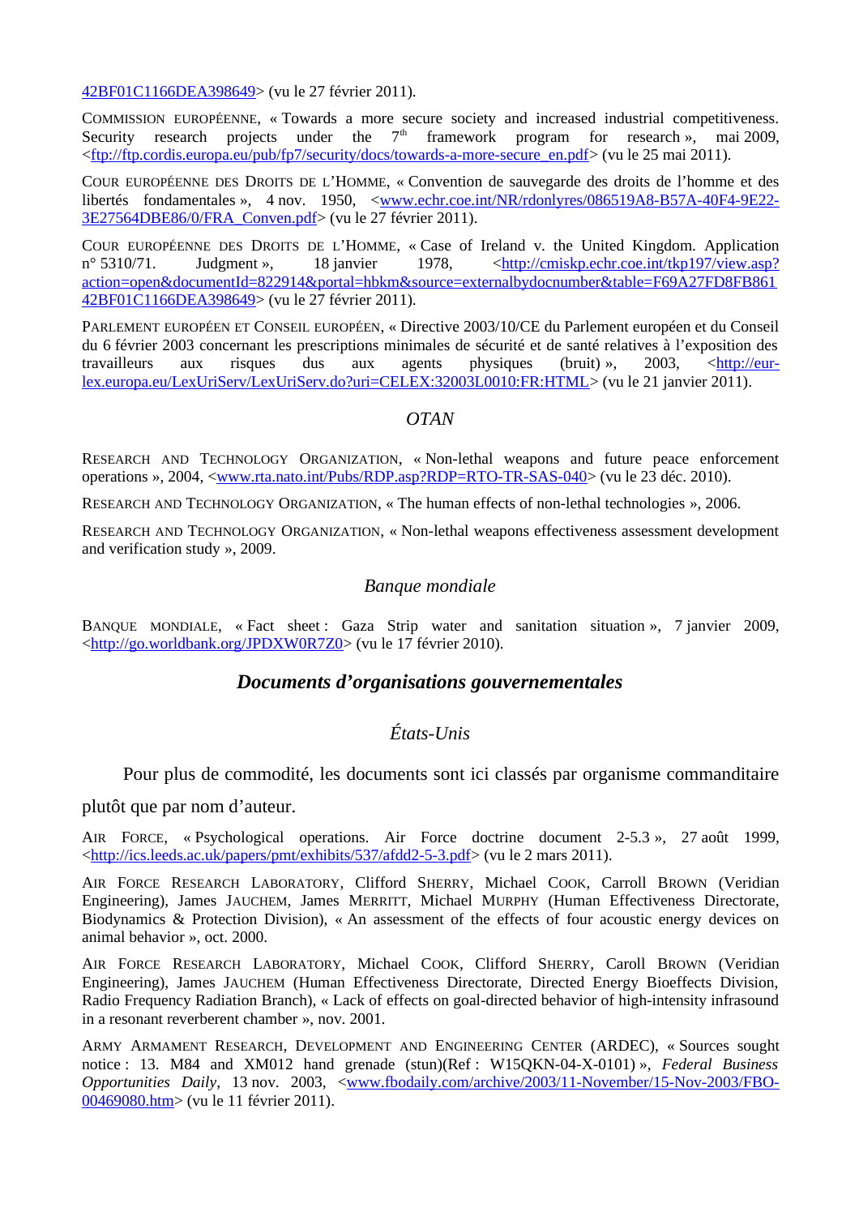42BF01C1166DEA398649> (vu le 27 février 2011).

Commission européenne, « Towards a more secure society and increased industrial competitiveness. Security research projects under the 7th framework program for research », mai 2009, <ftp://ftp.cordis.europa.eu/pub/fp7/security/docs/towards-a-more-secure_en.pdf> (vu le 25 mai 2011).

Cour européenne des Droits de l'Homme, « Convention de sauvegarde des droits de l'homme et des libertés fondamentales », 4 nov. 1950, <www.echr.coe.int/NR/rdonlyres/086519A8-B57A-40F4-9E22-3E27564DBE86/0/FRA_Conven.pdf> (vu le 27 février 2011).

Cour européenne des Droits de l'Homme, « Case of Ireland v. the United Kingdom. Application n° 5310/71. Judgment », 18 janvier 1978, <http://cmiskp.echr.coe.int/tkp197/view.asp?action=open&documentId=822914&portal=hbkm&source=externalbydocnumber&table=F69A27FD8FB86142BF01C1166DEA398649> (vu le 27 février 2011).

Parlement européen et Conseil européen, « Directive 2003/10/CE du Parlement européen et du Conseil du 6 février 2003 concernant les prescriptions minimales de sécurité et de santé relatives à l'exposition des travailleurs aux risques dus aux agents physiques (bruit) », 2003, <http://eur-lex.europa.eu/LexUriServ/LexUriServ.do?uri=CELEX:32003L0010:FR:HTML> (vu le 21 janvier 2011).

### *OTAN*

Research and Technology Organization, « Non-lethal weapons and future peace enforcement operations », 2004, <www.rta.nato.int/Pubs/RDP.asp?RDP=RTO-TR-SAS-040> (vu le 23 déc. 2010).

Research and Technology Organization, « The human effects of non-lethal technologies », 2006.

Research and Technology Organization, « Non-lethal weapons effectiveness assessment development and verification study », 2009.

### *Banque mondiale*

Banque mondiale, « Fact sheet : Gaza Strip water and sanitation situation », 7 janvier 2009, <http://go.worldbank.org/JPDXW0R7Z0> (vu le 17 février 2010).

## ***Documents d'organisations gouvernementales***

### *États-Unis*

Pour plus de commodité, les documents sont ici classés par organisme commanditaire plutôt que par nom d'auteur.

Air Force, « Psychological operations. Air Force doctrine document 2-5.3 », 27 août 1999, <http://ics.leeds.ac.uk/papers/pmt/exhibits/537/afdd2-5-3.pdf> (vu le 2 mars 2011).

Air Force Research Laboratory, Clifford Sherry, Michael Cook, Carroll Brown (Veridian Engineering), James Jauchem, James Merritt, Michael Murphy (Human Effectiveness Directorate, Biodynamics & Protection Division), « An assessment of the effects of four acoustic energy devices on animal behavior », oct. 2000.

Air Force Research Laboratory, Michael Cook, Clifford Sherry, Caroll Brown (Veridian Engineering), James Jauchem (Human Effectiveness Directorate, Directed Energy Bioeffects Division, Radio Frequency Radiation Branch), « Lack of effects on goal-directed behavior of high-intensity infrasound in a resonant reverberent chamber », nov. 2001.

Army Armament Research, Development and Engineering Center (ARDEC), « Sources sought notice : 13. M84 and XM012 hand grenade (stun)(Ref : W15QKN-04-X-0101) », *Federal Business Opportunities Daily*, 13 nov. 2003, <www.fbodaily.com/archive/2003/11-November/15-Nov-2003/FBO-00469080.htm> (vu le 11 février 2011).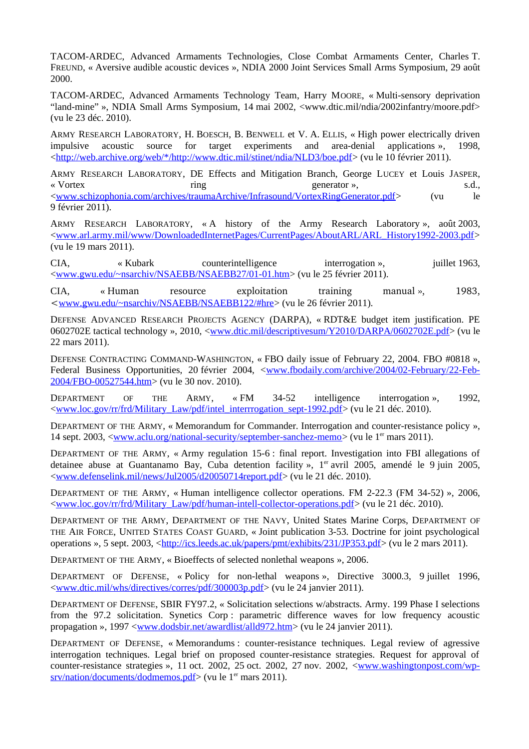TACOM-ARDEC, Advanced Armaments Technologies, Close Combat Armaments Center, Charles T. FREUND, « Aversive audible acoustic devices », NDIA 2000 Joint Services Small Arms Symposium, 29 août 2000.

TACOM-ARDEC, Advanced Armaments Technology Team, Harry MOORE, « Multi-sensory deprivation "land-mine" », NDIA Small Arms Symposium, 14 mai 2002, <www.dtic.mil/ndia/2002infantry/moore.pdf> (vu le 23 déc. 2010).

ARMY RESEARCH LABORATORY, H. BOESCH, B. BENWELL et V. A. ELLIS, « High power electrically driven impulsive acoustic source for target experiments and area-denial applications », 1998, <http://web.archive.org/web/*/http://www.dtic.mil/stinet/ndia/NLD3/boe.pdf> (vu le 10 février 2011).

ARMY RESEARCH LABORATORY, DE Effects and Mitigation Branch, George LUCEY et Louis JASPER, « Vortex ring generator », s.d., <www.schizophonia.com/archives/traumaArchive/Infrasound/VortexRingGenerator.pdf> (vu le 9 février 2011).

ARMY RESEARCH LABORATORY, « A history of the Army Research Laboratory », août 2003, <www.arl.army.mil/www/DownloadedInternetPages/CurrentPages/AboutARL/ARL_History1992-2003.pdf> (vu le 19 mars 2011).

CIA, « Kubark counterintelligence interrogation », juillet 1963, <www.gwu.edu/~nsarchiv/NSAEBB/NSAEBB27/01-01.htm> (vu le 25 février 2011).

CIA, « Human resource exploitation training manual », 1983, <www.gwu.edu/~nsarchiv/NSAEBB/NSAEBB122/#hre> (vu le 26 février 2011).

DEFENSE ADVANCED RESEARCH PROJECTS AGENCY (DARPA), « RDT&E budget item justification. PE 0602702E tactical technology », 2010, <www.dtic.mil/descriptivesum/Y2010/DARPA/0602702E.pdf> (vu le 22 mars 2011).

DEFENSE CONTRACTING COMMAND-WASHINGTON, « FBO daily issue of February 22, 2004. FBO #0818 », Federal Business Opportunities, 20 février 2004, <www.fbodaily.com/archive/2004/02-February/22-Feb-2004/FBO-00527544.htm> (vu le 30 nov. 2010).

DEPARTMENT OF THE ARMY, « FM 34-52 intelligence interrogation », 1992, <www.loc.gov/rr/frd/Military_Law/pdf/intel_interrrogation_sept-1992.pdf> (vu le 21 déc. 2010).

DEPARTMENT OF THE ARMY, « Memorandum for Commander. Interrogation and counter-resistance policy », 14 sept. 2003, <www.aclu.org/national-security/september-sanchez-memo> (vu le 1er mars 2011).

DEPARTMENT OF THE ARMY, « Army regulation 15-6 : final report. Investigation into FBI allegations of detainee abuse at Guantanamo Bay, Cuba detention facility », 1er avril 2005, amendé le 9 juin 2005, <www.defenselink.mil/news/Jul2005/d20050714report.pdf> (vu le 21 déc. 2010).

DEPARTMENT OF THE ARMY, « Human intelligence collector operations. FM 2-22.3 (FM 34-52) », 2006, <www.loc.gov/rr/frd/Military_Law/pdf/human-intell-collector-operations.pdf> (vu le 21 déc. 2010).

DEPARTMENT OF THE ARMY, DEPARTMENT OF THE NAVY, United States Marine Corps, DEPARTMENT OF THE AIR FORCE, UNITED STATES COAST GUARD, « Joint publication 3-53. Doctrine for joint psychological operations », 5 sept. 2003, <http://ics.leeds.ac.uk/papers/pmt/exhibits/231/JP353.pdf> (vu le 2 mars 2011).

DEPARTMENT OF THE ARMY, « Bioeffects of selected nonlethal weapons », 2006.

DEPARTMENT OF DEFENSE, « Policy for non-lethal weapons », Directive 3000.3, 9 juillet 1996, <www.dtic.mil/whs/directives/corres/pdf/300003p.pdf> (vu le 24 janvier 2011).

DEPARTMENT OF DEFENSE, SBIR FY97.2, « Solicitation selections w/abstracts. Army. 199 Phase I selections from the 97.2 solicitation. Synetics Corp : parametric difference waves for low frequency acoustic propagation », 1997 <www.dodsbir.net/awardlist/alld972.htm> (vu le 24 janvier 2011).

DEPARTMENT OF DEFENSE, « Memorandums : counter-resistance techniques. Legal review of agressive interrogation techniques. Legal brief on proposed counter-resistance strategies. Request for approval of counter-resistance strategies », 11 oct. 2002, 25 oct. 2002, 27 nov. 2002, <www.washingtonpost.com/wp-srv/nation/documents/dodmemos.pdf> (vu le 1er mars 2011).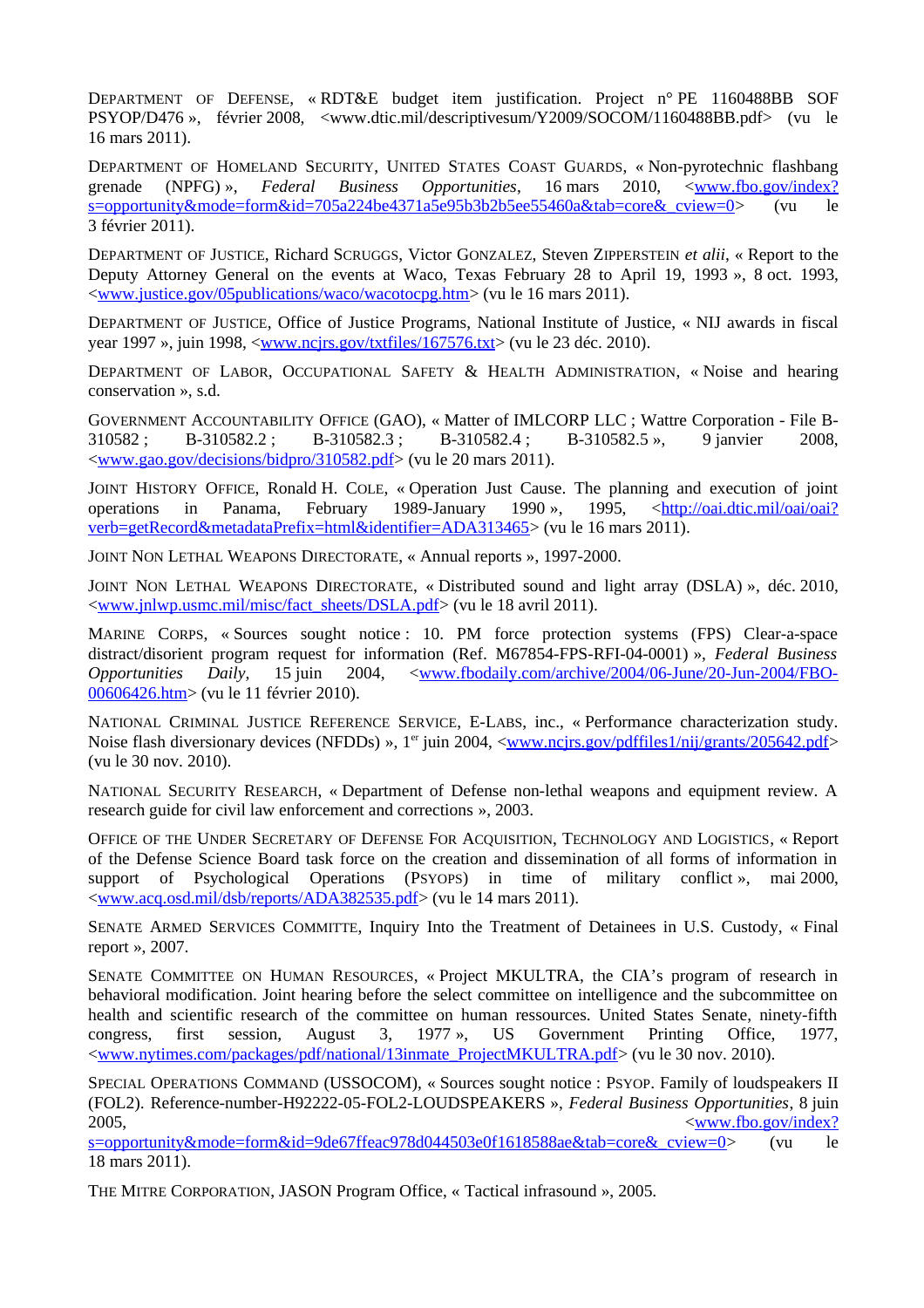DEPARTMENT OF DEFENSE, « RDT&E budget item justification. Project n° PE 1160488BB SOF PSYOP/D476 », février 2008, <www.dtic.mil/descriptivesum/Y2009/SOCOM/1160488BB.pdf> (vu le 16 mars 2011).

DEPARTMENT OF HOMELAND SECURITY, UNITED STATES COAST GUARDS, « Non-pyrotechnic flashbang grenade (NPFG) », *Federal Business Opportunities*, 16 mars 2010, <www.fbo.gov/index?s=opportunity&mode=form&id=705a224be4371a5e95b3b2b5ee55460a&tab=core&_cview=0> (vu le 3 février 2011).

DEPARTMENT OF JUSTICE, Richard SCRUGGS, Victor GONZALEZ, Steven ZIPPERSTEIN *et alii*, « Report to the Deputy Attorney General on the events at Waco, Texas February 28 to April 19, 1993 », 8 oct. 1993, <www.justice.gov/05publications/waco/wacotocpg.htm> (vu le 16 mars 2011).

DEPARTMENT OF JUSTICE, Office of Justice Programs, National Institute of Justice, « NIJ awards in fiscal year 1997 », juin 1998, <www.ncjrs.gov/txtfiles/167576.txt> (vu le 23 déc. 2010).

DEPARTMENT OF LABOR, OCCUPATIONAL SAFETY & HEALTH ADMINISTRATION, « Noise and hearing conservation », s.d.

GOVERNMENT ACCOUNTABILITY OFFICE (GAO), « Matter of IMLCORP LLC ; Wattre Corporation - File B-310582 ; B-310582.2 ; B-310582.3 ; B-310582.4 ; B-310582.5 », 9 janvier 2008, <www.gao.gov/decisions/bidpro/310582.pdf> (vu le 20 mars 2011).

JOINT HISTORY OFFICE, Ronald H. COLE, « Operation Just Cause. The planning and execution of joint operations in Panama, February 1989-January 1990 », 1995, <http://oai.dtic.mil/oai/oai?verb=getRecord&metadataPrefix=html&identifier=ADA313465> (vu le 16 mars 2011).

JOINT NON LETHAL WEAPONS DIRECTORATE, « Annual reports », 1997-2000.

JOINT NON LETHAL WEAPONS DIRECTORATE, « Distributed sound and light array (DSLA) », déc. 2010, <www.jnlwp.usmc.mil/misc/fact_sheets/DSLA.pdf> (vu le 18 avril 2011).

MARINE CORPS, « Sources sought notice : 10. PM force protection systems (FPS) Clear-a-space distract/disorient program request for information (Ref. M67854-FPS-RFI-04-0001) », *Federal Business Opportunities Daily*, 15 juin 2004, <www.fbodaily.com/archive/2004/06-June/20-Jun-2004/FBO-00606426.htm> (vu le 11 février 2010).

NATIONAL CRIMINAL JUSTICE REFERENCE SERVICE, E-LABS, inc., « Performance characterization study. Noise flash diversionary devices (NFDDs) », 1er juin 2004, <www.ncjrs.gov/pdffiles1/nij/grants/205642.pdf> (vu le 30 nov. 2010).

NATIONAL SECURITY RESEARCH, « Department of Defense non-lethal weapons and equipment review. A research guide for civil law enforcement and corrections », 2003.

OFFICE OF THE UNDER SECRETARY OF DEFENSE FOR ACQUISITION, TECHNOLOGY AND LOGISTICS, « Report of the Defense Science Board task force on the creation and dissemination of all forms of information in support of Psychological Operations (PSYOPS) in time of military conflict », mai 2000, <www.acq.osd.mil/dsb/reports/ADA382535.pdf> (vu le 14 mars 2011).

SENATE ARMED SERVICES COMMITTE, Inquiry Into the Treatment of Detainees in U.S. Custody, « Final report », 2007.

SENATE COMMITTEE ON HUMAN RESOURCES, « Project MKULTRA, the CIA's program of research in behavioral modification. Joint hearing before the select committee on intelligence and the subcommittee on health and scientific research of the committee on human ressources. United States Senate, ninety-fifth congress, first session, August 3, 1977 », US Government Printing Office, 1977, <www.nytimes.com/packages/pdf/national/13inmate_ProjectMKULTRA.pdf> (vu le 30 nov. 2010).

SPECIAL OPERATIONS COMMAND (USSOCOM), « Sources sought notice : PSYOP. Family of loudspeakers II (FOL2). Reference-number-H92222-05-FOL2-LOUDSPEAKERS », *Federal Business Opportunities*, 8 juin 2005, <www.fbo.gov/index?s=opportunity&mode=form&id=9de67ffeac978d044503e0f1618588ae&tab=core&_cview=0> (vu le 18 mars 2011).

THE MITRE CORPORATION, JASON Program Office, « Tactical infrasound », 2005.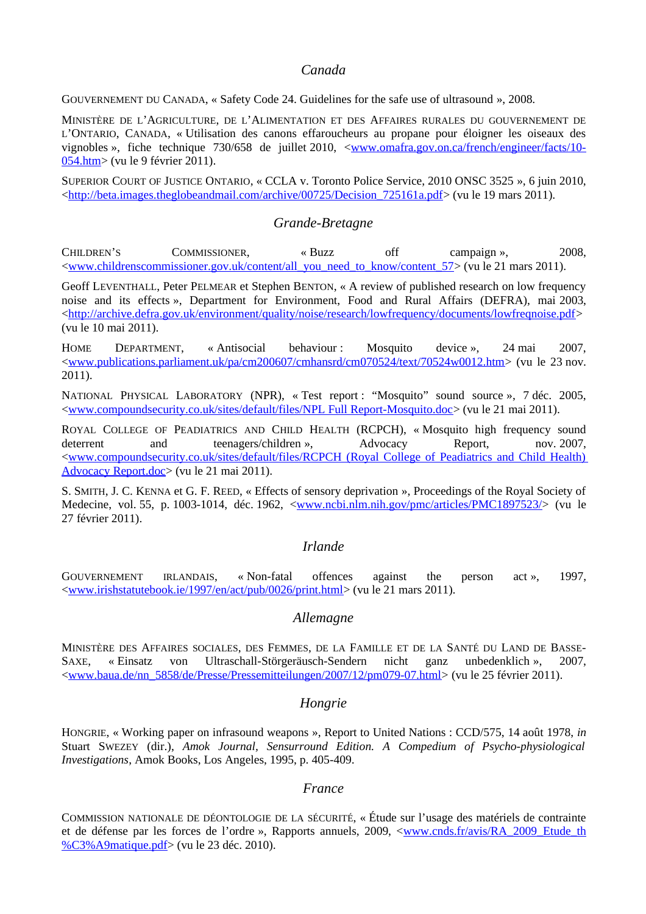## *Canada*

GOUVERNEMENT DU CANADA, « Safety Code 24. Guidelines for the safe use of ultrasound », 2008.

MINISTÈRE DE L'AGRICULTURE, DE L'ALIMENTATION ET DES AFFAIRES RURALES DU GOUVERNEMENT DE L'ONTARIO, CANADA, « Utilisation des canons effaroucheurs au propane pour éloigner les oiseaux des vignobles », fiche technique 730/658 de juillet 2010, <www.omafra.gov.on.ca/french/engineer/facts/10-054.htm> (vu le 9 février 2011).

SUPERIOR COURT OF JUSTICE ONTARIO, « CCLA v. Toronto Police Service, 2010 ONSC 3525 », 6 juin 2010, <http://beta.images.theglobeandmail.com/archive/00725/Decision_725161a.pdf> (vu le 19 mars 2011).

## *Grande-Bretagne*

CHILDREN'S COMMISSIONER, « Buzz off campaign », 2008, <www.childrenscommissioner.gov.uk/content/all_you_need_to_know/content_57> (vu le 21 mars 2011).

Geoff LEVENTHALL, Peter PELMEAR et Stephen BENTON, « A review of published research on low frequency noise and its effects », Department for Environment, Food and Rural Affairs (DEFRA), mai 2003, <http://archive.defra.gov.uk/environment/quality/noise/research/lowfrequency/documents/lowfreqnoise.pdf> (vu le 10 mai 2011).

HOME DEPARTMENT, « Antisocial behaviour : Mosquito device », 24 mai 2007, <www.publications.parliament.uk/pa/cm200607/cmhansrd/cm070524/text/70524w0012.htm> (vu le 23 nov. 2011).

NATIONAL PHYSICAL LABORATORY (NPR), « Test report : "Mosquito" sound source », 7 déc. 2005, <www.compoundsecurity.co.uk/sites/default/files/NPL Full Report-Mosquito.doc> (vu le 21 mai 2011).

ROYAL COLLEGE OF PEADIATRICS AND CHILD HEALTH (RCPCH), « Mosquito high frequency sound deterrent and teenagers/children », Advocacy Report, nov. 2007, <www.compoundsecurity.co.uk/sites/default/files/RCPCH (Royal College of Peadiatrics and Child Health) Advocacy Report.doc> (vu le 21 mai 2011).

S. SMITH, J. C. KENNA et G. F. REED, « Effects of sensory deprivation », Proceedings of the Royal Society of Medecine, vol. 55, p. 1003-1014, déc. 1962, <www.ncbi.nlm.nih.gov/pmc/articles/PMC1897523/> (vu le 27 février 2011).

## *Irlande*

GOUVERNEMENT IRLANDAIS, « Non-fatal offences against the person act », 1997, <www.irishstatutebook.ie/1997/en/act/pub/0026/print.html> (vu le 21 mars 2011).

## *Allemagne*

MINISTÈRE DES AFFAIRES SOCIALES, DES FEMMES, DE LA FAMILLE ET DE LA SANTÉ DU LAND DE BASSE-SAXE, « Einsatz von Ultraschall-Störgeräusch-Sendern nicht ganz unbedenklich », 2007, <www.baua.de/nn_5858/de/Presse/Pressemitteilungen/2007/12/pm079-07.html> (vu le 25 février 2011).

## *Hongrie*

HONGRIE, « Working paper on infrasound weapons », Report to United Nations : CCD/575, 14 août 1978, *in* Stuart SWEZEY (dir.), *Amok Journal, Sensurround Edition. A Compedium of Psycho-physiological Investigations*, Amok Books, Los Angeles, 1995, p. 405-409.

## *France*

COMMISSION NATIONALE DE DÉONTOLOGIE DE LA SÉCURITÉ, « Étude sur l'usage des matériels de contrainte et de défense par les forces de l'ordre », Rapports annuels, 2009, <www.cnds.fr/avis/RA_2009_Etude_th%C3%A9matique.pdf> (vu le 23 déc. 2010).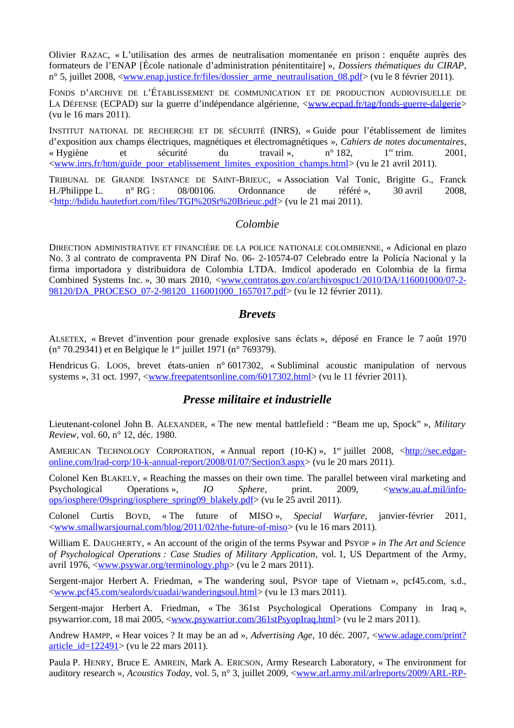Olivier RAZAC, « L'utilisation des armes de neutralisation momentanée en prison : enquête auprès des formateurs de l'ENAP [École nationale d'administration pénitentiaire] », *Dossiers thématiques du CIRAP*, n° 5, juillet 2008, <www.enap.justice.fr/files/dossier_arme_neutraulisation_08.pdf> (vu le 8 février 2011).

FONDS D'ARCHIVE DE L'ÉTABLISSEMENT DE COMMUNICATION ET DE PRODUCTION AUDIOVISUELLE DE LA DÉFENSE (ECPAD) sur la guerre d'indépendance algérienne, <www.ecpad.fr/tag/fonds-guerre-dalgerie> (vu le 16 mars 2011).

INSTITUT NATIONAL DE RECHERCHE ET DE SÉCURITÉ (INRS), « Guide pour l'établissement de limites d'exposition aux champs électriques, magnétiques et électromagnétiques », *Cahiers de notes documentaires*, « Hygiène et sécurité du travail », n° 182, 1er trim. 2001, <www.inrs.fr/htm/guide_pour_etablissement_limites_exposition_champs.html> (vu le 21 avril 2011).

TRIBUNAL DE GRANDE INSTANCE DE SAINT-BRIEUC, « Association Val Tonic, Brigitte G., Franck H./Philippe L. n° RG : 08/00106. Ordonnance de référé », 30 avril 2008, <http://bdidu.hautetfort.com/files/TGI%20St%20Brieuc.pdf> (vu le 21 mai 2011).

## *Colombie*

DIRECTION ADMINISTRATIVE ET FINANCIÈRE DE LA POLICE NATIONALE COLOMBIENNE, « Adicional en plazo No. 3 al contrato de compraventa PN Diraf No. 06- 2-10574-07 Celebrado entre la Policía Nacional y la firma importadora y distribuidora de Colombia LTDA. Imdicol apoderado en Colombia de la firma Combined Systems Inc. », 30 mars 2010, <www.contratos.gov.co/archivospuc1/2010/DA/116001000/07-2-98120/DA_PROCESO_07-2-98120_116001000_1657017.pdf> (vu le 12 février 2011).

## ***Brevets***

ALSETEX, « Brevet d'invention pour grenade explosive sans éclats », déposé en France le 7 août 1970 (n° 70.29341) et en Belgique le 1er juillet 1971 (n° 769379).

Hendricus G. LOOS, brevet états-unien n° 6017302, « Subliminal acoustic manipulation of nervous systems », 31 oct. 1997, <www.freepatentsonline.com/6017302.html> (vu le 11 février 2011).

## ***Presse militaire et industrielle***

Lieutenant-colonel John B. ALEXANDER, « The new mental battlefield : "Beam me up, Spock" », *Military Review*, vol. 60, n° 12, déc. 1980.

AMERICAN TECHNOLOGY CORPORATION, « Annual report (10-K) », 1er juillet 2008, <http://sec.edgar-online.com/lrad-corp/10-k-annual-report/2008/01/07/Section3.aspx> (vu le 20 mars 2011).

Colonel Ken BLAKELY, « Reaching the masses on their own time. The parallel between viral marketing and Psychological Operations », *IO Sphere*, print. 2009, <www.au.af.mil/info-ops/iosphere/09spring/iosphere_spring09_blakely.pdf> (vu le 25 avril 2011).

Colonel Curtis BOYD, « The future of MISO », *Special Warfare*, janvier-février 2011, <www.smallwarsjournal.com/blog/2011/02/the-future-of-miso> (vu le 16 mars 2011).

William E. DAUGHERTY, « An account of the origin of the terms Psywar and PSYOP » *in The Art and Science of Psychological Operations : Case Studies of Military Application*, vol. 1, US Department of the Army, avril 1976, <www.psywar.org/terminology.php> (vu le 2 mars 2011).

Sergent-major Herbert A. Friedman, « The wandering soul, PSYOP tape of Vietnam », pcf45.com, s.d., <www.pcf45.com/sealords/cuadai/wanderingsoul.html> (vu le 13 mars 2011).

Sergent-major Herbert A. Friedman, « The 361st Psychological Operations Company in Iraq », psywarrior.com, 18 mai 2005, <www.psywarrior.com/361stPsyopIraq.html> (vu le 2 mars 2011).

Andrew HAMPP, « Hear voices ? It may be an ad », *Advertising Age*, 10 déc. 2007, <www.adage.com/print?article_id=122491> (vu le 22 mars 2011).

Paula P. HENRY, Bruce E. AMREIN, Mark A. ERICSON, Army Research Laboratory, « The environment for auditory research », *Acoustics Today*, vol. 5, n° 3, juillet 2009, <www.arl.army.mil/arlreports/2009/ARL-RP-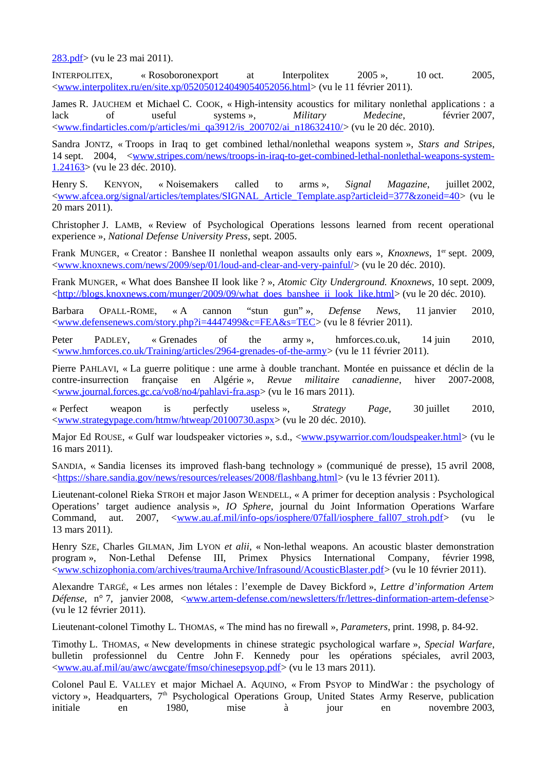283.pdf> (vu le 23 mai 2011).

INTERPOLITEX, « Rosoboronexport at Interpolitex 2005 », 10 oct. 2005, <www.interpolitex.ru/en/site.xp/052050124049054052056.html> (vu le 11 février 2011).

James R. JAUCHEM et Michael C. COOK, « High-intensity acoustics for military nonlethal applications : a lack of useful systems », *Military Medecine*, février 2007, <www.findarticles.com/p/articles/mi_qa3912/is_200702/ai_n18632410/> (vu le 20 déc. 2010).

Sandra JONTZ, « Troops in Iraq to get combined lethal/nonlethal weapons system », *Stars and Stripes*, 14 sept. 2004, <www.stripes.com/news/troops-in-iraq-to-get-combined-lethal-nonlethal-weapons-system-1.24163> (vu le 23 déc. 2010).

Henry S. KENYON, « Noisemakers called to arms », *Signal Magazine*, juillet 2002, <www.afcea.org/signal/articles/templates/SIGNAL_Article_Template.asp?articleid=377&zoneid=40> (vu le 20 mars 2011).

Christopher J. LAMB, « Review of Psychological Operations lessons learned from recent operational experience », *National Defense University Press*, sept. 2005.

Frank MUNGER, « Creator : Banshee II nonlethal weapon assaults only ears », *Knoxnews*, 1er sept. 2009, <www.knoxnews.com/news/2009/sep/01/loud-and-clear-and-very-painful/> (vu le 20 déc. 2010).

Frank MUNGER, « What does Banshee II look like ? », *Atomic City Underground. Knoxnews*, 10 sept. 2009, <http://blogs.knoxnews.com/munger/2009/09/what_does_banshee_ii_look_like.html> (vu le 20 déc. 2010).

Barbara OPALL-ROME, « A cannon “stun gun” », *Defense News*, 11 janvier 2010, <www.defensenews.com/story.php?i=4447499&c=FEA&s=TEC> (vu le 8 février 2011).

Peter PADLEY, « Grenades of the army », hmforces.co.uk, 14 juin 2010, <www.hmforces.co.uk/Training/articles/2964-grenades-of-the-army> (vu le 11 février 2011).

Pierre PAHLAVI, « La guerre politique : une arme à double tranchant. Montée en puissance et déclin de la contre-insurrection française en Algérie », *Revue militaire canadienne*, hiver 2007-2008, <www.journal.forces.gc.ca/vo8/no4/pahlavi-fra.asp> (vu le 16 mars 2011).

« Perfect weapon is perfectly useless », *Strategy Page*, 30 juillet 2010, <www.strategypage.com/htmw/htweap/20100730.aspx> (vu le 20 déc. 2010).

Major Ed ROUSE, « Gulf war loudspeaker victories », s.d., <www.psywarrior.com/loudspeaker.html> (vu le 16 mars 2011).

SANDIA, « Sandia licenses its improved flash-bang technology » (communiqué de presse), 15 avril 2008, <https://share.sandia.gov/news/resources/releases/2008/flashbang.html> (vu le 13 février 2011).

Lieutenant-colonel Rieka STROH et major Jason WENDELL, « A primer for deception analysis : Psychological Operations' target audience analysis », *IO Sphere*, journal du Joint Information Operations Warfare Command, aut. 2007, <www.au.af.mil/info-ops/iosphere/07fall/iosphere_fall07_stroh.pdf> (vu le 13 mars 2011).

Henry SZE, Charles GILMAN, Jim LYON *et alii*, « Non-lethal weapons. An acoustic blaster demonstration program », Non-Lethal Defense III, Primex Physics International Company, février 1998, <www.schizophonia.com/archives/traumaArchive/Infrasound/AcousticBlaster.pdf> (vu le 10 février 2011).

Alexandre TARGÉ, « Les armes non létales : l'exemple de Davey Bickford », *Lettre d'information Artem Défense*, n° 7, janvier 2008, <www.artem-defense.com/newsletters/fr/lettres-dinformation-artem-defense> (vu le 12 février 2011).

Lieutenant-colonel Timothy L. THOMAS, « The mind has no firewall », *Parameters*, print. 1998, p. 84-92.

Timothy L. THOMAS, « New developments in chinese strategic psychological warfare », *Special Warfare*, bulletin professionnel du Centre John F. Kennedy pour les opérations spéciales, avril 2003, <www.au.af.mil/au/awc/awcgate/fmso/chinesepsyop.pdf> (vu le 13 mars 2011).

Colonel Paul E. VALLEY et major Michael A. AQUINO, « From PSYOP to MindWar : the psychology of victory », Headquarters, 7th Psychological Operations Group, United States Army Reserve, publication initiale en 1980, mise à jour en novembre 2003,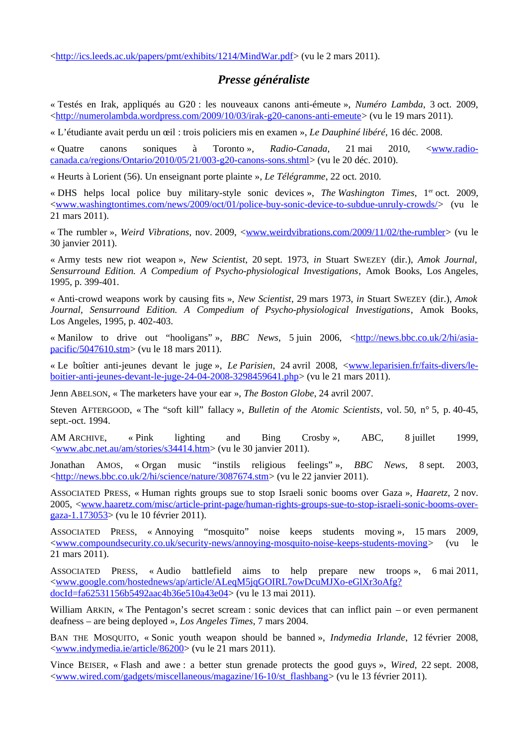<http://ics.leeds.ac.uk/papers/pmt/exhibits/1214/MindWar.pdf> (vu le 2 mars 2011).

## *Presse généraliste*

« Testés en Irak, appliqués au G20 : les nouveaux canons anti-émeute », *Numéro Lambda*, 3 oct. 2009, <http://numerolambda.wordpress.com/2009/10/03/irak-g20-canons-anti-emeute> (vu le 19 mars 2011).

« L'étudiante avait perdu un œil : trois policiers mis en examen », *Le Dauphiné libéré*, 16 déc. 2008.

« Quatre canons soniques à Toronto », *Radio-Canada*, 21 mai 2010, <www.radio-canada.ca/regions/Ontario/2010/05/21/003-g20-canons-sons.shtml> (vu le 20 déc. 2010).

« Heurts à Lorient (56). Un enseignant porte plainte », *Le Télégramme*, 22 oct. 2010.

« DHS helps local police buy military-style sonic devices », *The Washington Times*, 1er oct. 2009, <www.washingtontimes.com/news/2009/oct/01/police-buy-sonic-device-to-subdue-unruly-crowds/> (vu le 21 mars 2011).

« The rumbler », *Weird Vibrations*, nov. 2009, <www.weirdvibrations.com/2009/11/02/the-rumbler> (vu le 30 janvier 2011).

« Army tests new riot weapon », *New Scientist*, 20 sept. 1973, *in* Stuart Swezey (dir.), *Amok Journal, Sensurround Edition. A Compedium of Psycho-physiological Investigations*, Amok Books, Los Angeles, 1995, p. 399-401.

« Anti-crowd weapons work by causing fits », *New Scientist*, 29 mars 1973, *in* Stuart Swezey (dir.), *Amok Journal, Sensurround Edition. A Compedium of Psycho-physiological Investigations*, Amok Books, Los Angeles, 1995, p. 402-403.

« Manilow to drive out "hooligans" », *BBC News*, 5 juin 2006, <http://news.bbc.co.uk/2/hi/asia-pacific/5047610.stm> (vu le 18 mars 2011).

« Le boîtier anti-jeunes devant le juge », *Le Parisien*, 24 avril 2008, <www.leparisien.fr/faits-divers/le-boitier-anti-jeunes-devant-le-juge-24-04-2008-3298459641.php> (vu le 21 mars 2011).

Jenn Abelson, « The marketers have your ear », *The Boston Globe*, 24 avril 2007.

Steven Aftergood, « The "soft kill" fallacy », *Bulletin of the Atomic Scientists*, vol. 50, n° 5, p. 40-45, sept.-oct. 1994.

AM Archive, « Pink lighting and Bing Crosby », ABC, 8 juillet 1999, <www.abc.net.au/am/stories/s34414.htm> (vu le 30 janvier 2011).

Jonathan Amos, « Organ music "instils religious feelings" », *BBC News*, 8 sept. 2003, <http://news.bbc.co.uk/2/hi/science/nature/3087674.stm> (vu le 22 janvier 2011).

Associated Press, « Human rights groups sue to stop Israeli sonic booms over Gaza », *Haaretz*, 2 nov. 2005, <www.haaretz.com/misc/article-print-page/human-rights-groups-sue-to-stop-israeli-sonic-booms-over-gaza-1.173053> (vu le 10 février 2011).

Associated Press, « Annoying "mosquito" noise keeps students moving », 15 mars 2009, <www.compoundsecurity.co.uk/security-news/annoying-mosquito-noise-keeps-students-moving> (vu le 21 mars 2011).

Associated Press, « Audio battlefield aims to help prepare new troops », 6 mai 2011, <www.google.com/hostednews/ap/article/ALeqM5jqGOIRL7owDcuMJXo-eGlXr3oAfg?docId=fa62531156b5492aac4b36e510a43e04> (vu le 13 mai 2011).

William Arkin, « The Pentagon's secret scream : sonic devices that can inflict pain – or even permanent deafness – are being deployed », *Los Angeles Times*, 7 mars 2004.

Ban the Mosquito, « Sonic youth weapon should be banned », *Indymedia Irlande*, 12 février 2008, <www.indymedia.ie/article/86200> (vu le 21 mars 2011).

Vince Beiser, « Flash and awe : a better stun grenade protects the good guys », *Wired*, 22 sept. 2008, <www.wired.com/gadgets/miscellaneous/magazine/16-10/st_flashbang> (vu le 13 février 2011).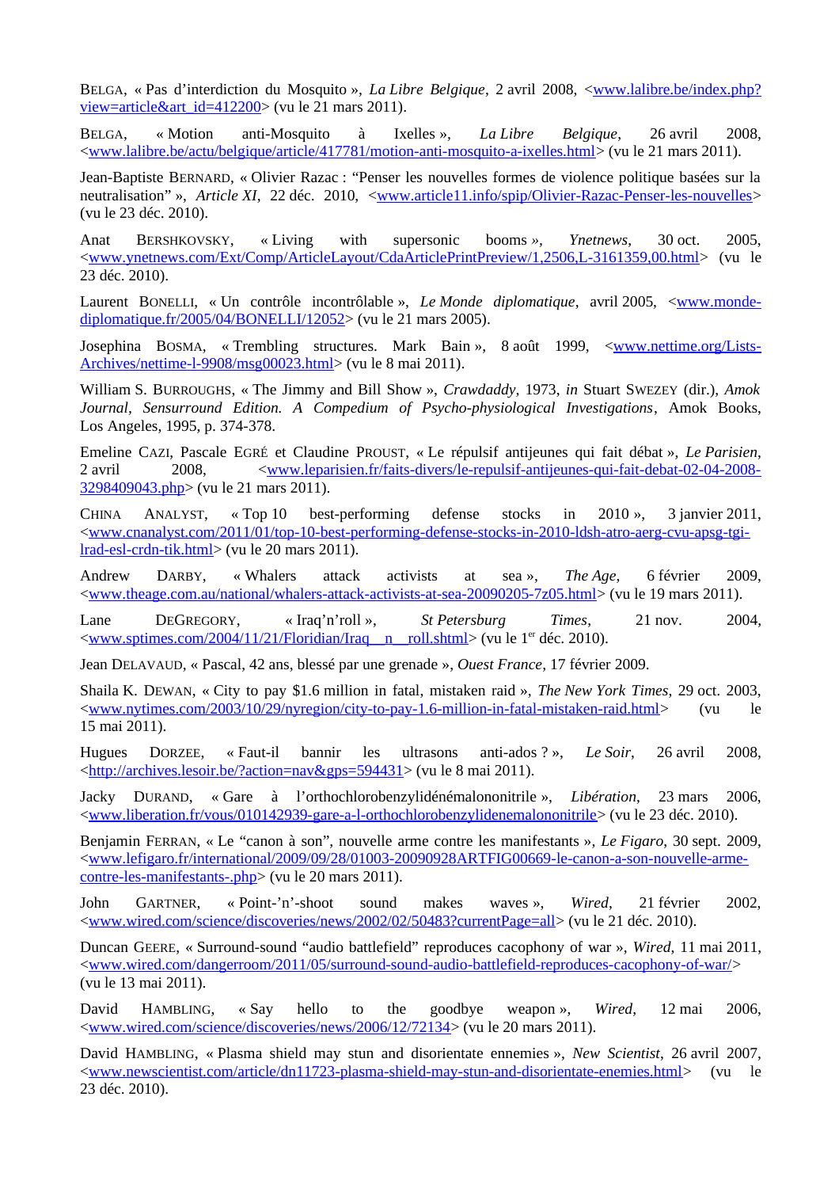BELGA, « Pas d'interdiction du Mosquito », *La Libre Belgique*, 2 avril 2008, <www.lalibre.be/index.php?view=article&art_id=412200> (vu le 21 mars 2011).

BELGA, « Motion anti-Mosquito à Ixelles », *La Libre Belgique*, 26 avril 2008, <www.lalibre.be/actu/belgique/article/417781/motion-anti-mosquito-a-ixelles.html> (vu le 21 mars 2011).

Jean-Baptiste BERNARD, « Olivier Razac : "Penser les nouvelles formes de violence politique basées sur la neutralisation" », *Article XI*, 22 déc. 2010, <www.article11.info/spip/Olivier-Razac-Penser-les-nouvelles> (vu le 23 déc. 2010).

Anat BERSHKOVSKY, « Living with supersonic booms », *Ynetnews*, 30 oct. 2005, <www.ynetnews.com/Ext/Comp/ArticleLayout/CdaArticlePrintPreview/1,2506,L-3161359,00.html> (vu le 23 déc. 2010).

Laurent BONELLI, « Un contrôle incontrôlable », *Le Monde diplomatique*, avril 2005, <www.monde-diplomatique.fr/2005/04/BONELLI/12052> (vu le 21 mars 2005).

Josephina BOSMA, « Trembling structures. Mark Bain », 8 août 1999, <www.nettime.org/Lists-Archives/nettime-l-9908/msg00023.html> (vu le 8 mai 2011).

William S. BURROUGHS, « The Jimmy and Bill Show », *Crawdaddy*, 1973, *in* Stuart SWEZEY (dir.), *Amok Journal, Sensurround Edition. A Compedium of Psycho-physiological Investigations*, Amok Books, Los Angeles, 1995, p. 374-378.

Emeline CAZI, Pascale EGRÉ et Claudine PROUST, « Le répulsif antijeunes qui fait débat », *Le Parisien*, 2 avril 2008, <www.leparisien.fr/faits-divers/le-repulsif-antijeunes-qui-fait-debat-02-04-2008-3298409043.php> (vu le 21 mars 2011).

CHINA ANALYST, « Top 10 best-performing defense stocks in 2010 », 3 janvier 2011, <www.cnanalyst.com/2011/01/top-10-best-performing-defense-stocks-in-2010-ldsh-atro-aerg-cvu-apsg-tgi-lrad-esl-crdn-tik.html> (vu le 20 mars 2011).

Andrew DARBY, « Whalers attack activists at sea », *The Age*, 6 février 2009, <www.theage.com.au/national/whalers-attack-activists-at-sea-20090205-7z05.html> (vu le 19 mars 2011).

Lane DEGREGORY, « Iraq'n'roll », *St Petersburg Times*, 21 nov. 2004, <www.sptimes.com/2004/11/21/Floridian/Iraq__n__roll.shtml> (vu le 1er déc. 2010).

Jean DELAVAUD, « Pascal, 42 ans, blessé par une grenade », *Ouest France*, 17 février 2009.

Shaila K. DEWAN, « City to pay $1.6 million in fatal, mistaken raid », *The New York Times*, 29 oct. 2003, <www.nytimes.com/2003/10/29/nyregion/city-to-pay-1.6-million-in-fatal-mistaken-raid.html> (vu le 15 mai 2011).

Hugues DORZEE, « Faut-il bannir les ultrasons anti-ados ? », *Le Soir*, 26 avril 2008, <http://archives.lesoir.be/?action=nav&gps=594431> (vu le 8 mai 2011).

Jacky DURAND, « Gare à l'orthochlorobenzylidénémalononitrile », *Libération*, 23 mars 2006, <www.liberation.fr/vous/010142939-gare-a-l-orthochlorobenzylidenemalononitrile> (vu le 23 déc. 2010).

Benjamin FERRAN, « Le "canon à son", nouvelle arme contre les manifestants », *Le Figaro*, 30 sept. 2009, <www.lefigaro.fr/international/2009/09/28/01003-20090928ARTFIG00669-le-canon-a-son-nouvelle-arme-contre-les-manifestants-.php> (vu le 20 mars 2011).

John GARTNER, « Point-'n'-shoot sound makes waves », *Wired*, 21 février 2002, <www.wired.com/science/discoveries/news/2002/02/50483?currentPage=all> (vu le 21 déc. 2010).

Duncan GEERE, « Surround-sound "audio battlefield" reproduces cacophony of war », *Wired*, 11 mai 2011, <www.wired.com/dangerroom/2011/05/surround-sound-audio-battlefield-reproduces-cacophony-of-war/> (vu le 13 mai 2011).

David HAMBLING, « Say hello to the goodbye weapon », *Wired*, 12 mai 2006, <www.wired.com/science/discoveries/news/2006/12/72134> (vu le 20 mars 2011).

David HAMBLING, « Plasma shield may stun and disorientate ennemies », *New Scientist*, 26 avril 2007, <www.newscientist.com/article/dn11723-plasma-shield-may-stun-and-disorientate-enemies.html> (vu le 23 déc. 2010).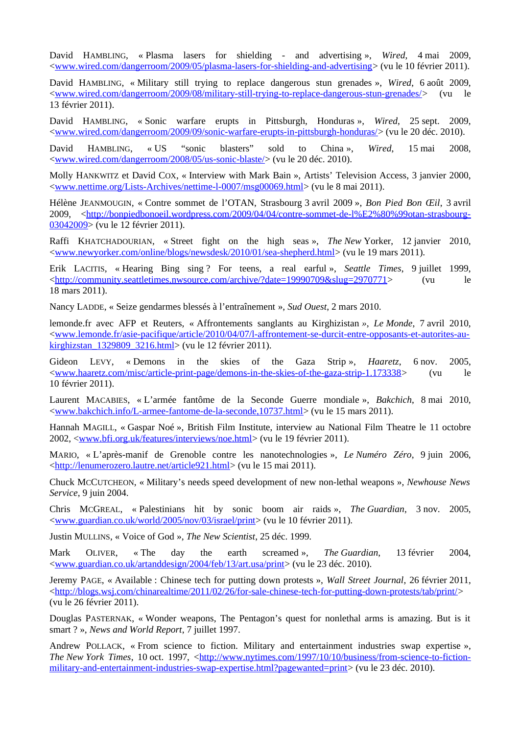David HAMBLING, « Plasma lasers for shielding - and advertising », *Wired*, 4 mai 2009, <www.wired.com/dangerroom/2009/05/plasma-lasers-for-shielding-and-advertising> (vu le 10 février 2011).

David HAMBLING, « Military still trying to replace dangerous stun grenades », *Wired*, 6 août 2009, <www.wired.com/dangerroom/2009/08/military-still-trying-to-replace-dangerous-stun-grenades/> (vu le 13 février 2011).

David HAMBLING, « Sonic warfare erupts in Pittsburgh, Honduras », *Wired*, 25 sept. 2009, <www.wired.com/dangerroom/2009/09/sonic-warfare-erupts-in-pittsburgh-honduras/> (vu le 20 déc. 2010).

David HAMBLING, « US "sonic blasters" sold to China », *Wired*, 15 mai 2008, <www.wired.com/dangerroom/2008/05/us-sonic-blaste/> (vu le 20 déc. 2010).

Molly HANKWITZ et David COX, « Interview with Mark Bain », Artists' Television Access, 3 janvier 2000, <www.nettime.org/Lists-Archives/nettime-l-0007/msg00069.html> (vu le 8 mai 2011).

Hélène JEANMOUGIN, « Contre sommet de l'OTAN, Strasbourg 3 avril 2009 », *Bon Pied Bon Œil*, 3 avril 2009, <http://bonpiedbonoeil.wordpress.com/2009/04/04/contre-sommet-de-l%E2%80%99otan-strasbourg-03042009> (vu le 12 février 2011).

Raffi KHATCHADOURIAN, « Street fight on the high seas », *The New* Yorker, 12 janvier 2010, <www.newyorker.com/online/blogs/newsdesk/2010/01/sea-shepherd.html> (vu le 19 mars 2011).

Erik LACITIS, « Hearing Bing sing ? For teens, a real earful », *Seattle Times*, 9 juillet 1999, <http://community.seattletimes.nwsource.com/archive/?date=19990709&slug=2970771> (vu le 18 mars 2011).

Nancy LADDE, « Seize gendarmes blessés à l'entraînement », *Sud Ouest*, 2 mars 2010.

lemonde.fr avec AFP et Reuters, « Affrontements sanglants au Kirghizistan », *Le Monde*, 7 avril 2010, <www.lemonde.fr/asie-pacifique/article/2010/04/07/l-affrontement-se-durcit-entre-opposants-et-autorites-au-kirghizstan_1329809_3216.html> (vu le 12 février 2011).

Gideon LEVY, « Demons in the skies of the Gaza Strip », *Haaretz*, 6 nov. 2005, <www.haaretz.com/misc/article-print-page/demons-in-the-skies-of-the-gaza-strip-1.173338> (vu le 10 février 2011).

Laurent MACABIES, « L'armée fantôme de la Seconde Guerre mondiale », *Bakchich*, 8 mai 2010, <www.bakchich.info/L-armee-fantome-de-la-seconde,10737.html> (vu le 15 mars 2011).

Hannah MAGILL, « Gaspar Noé », British Film Institute, interview au National Film Theatre le 11 octobre 2002, <www.bfi.org.uk/features/interviews/noe.html> (vu le 19 février 2011).

MARIO, « L'après-manif de Grenoble contre les nanotechnologies », *Le Numéro Zéro*, 9 juin 2006, <http://lenumerozero.lautre.net/article921.html> (vu le 15 mai 2011).

Chuck MCCUTCHEON, « Military's needs speed development of new non-lethal weapons », *Newhouse News Service*, 9 juin 2004.

Chris MCGREAL, « Palestinians hit by sonic boom air raids », *The Guardian*, 3 nov. 2005, <www.guardian.co.uk/world/2005/nov/03/israel/print> (vu le 10 février 2011).

Justin MULLINS, « Voice of God », *The New Scientist*, 25 déc. 1999.

Mark OLIVER, « The day the earth screamed », *The Guardian*, 13 février 2004, <www.guardian.co.uk/artanddesign/2004/feb/13/art.usa/print> (vu le 23 déc. 2010).

Jeremy PAGE, « Available : Chinese tech for putting down protests », *Wall Street Journal*, 26 février 2011, <http://blogs.wsj.com/chinarealtime/2011/02/26/for-sale-chinese-tech-for-putting-down-protests/tab/print/> (vu le 26 février 2011).

Douglas PASTERNAK, « Wonder weapons, The Pentagon's quest for nonlethal arms is amazing. But is it smart ? », *News and World Report*, 7 juillet 1997.

Andrew POLLACK, « From science to fiction. Military and entertainment industries swap expertise », *The New York Times*, 10 oct. 1997, <http://www.nytimes.com/1997/10/10/business/from-science-to-fiction-military-and-entertainment-industries-swap-expertise.html?pagewanted=print> (vu le 23 déc. 2010).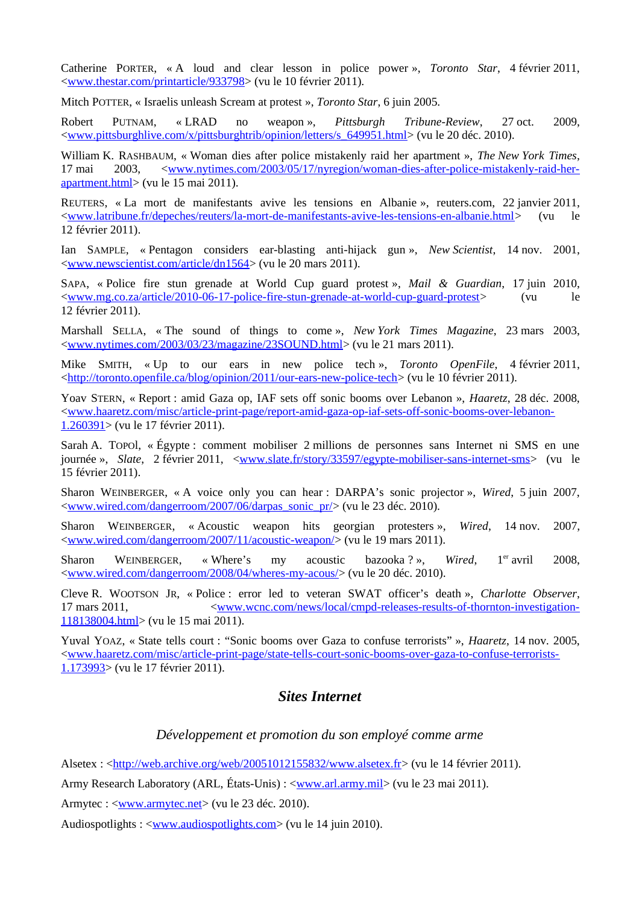Catherine PORTER, « A loud and clear lesson in police power », *Toronto Star*, 4 février 2011, <www.thestar.com/printarticle/933798> (vu le 10 février 2011).

Mitch POTTER, « Israelis unleash Scream at protest », *Toronto Star*, 6 juin 2005.

Robert PUTNAM, « LRAD no weapon », *Pittsburgh Tribune-Review*, 27 oct. 2009, <www.pittsburghlive.com/x/pittsburghtrib/opinion/letters/s_649951.html> (vu le 20 déc. 2010).

William K. RASHBAUM, « Woman dies after police mistakenly raid her apartment », *The New York Times*, 17 mai 2003, <www.nytimes.com/2003/05/17/nyregion/woman-dies-after-police-mistakenly-raid-her-apartment.html> (vu le 15 mai 2011).

REUTERS, « La mort de manifestants avive les tensions en Albanie », reuters.com, 22 janvier 2011, <www.latribune.fr/depeches/reuters/la-mort-de-manifestants-avive-les-tensions-en-albanie.html> (vu le 12 février 2011).

Ian SAMPLE, « Pentagon considers ear-blasting anti-hijack gun », *New Scientist*, 14 nov. 2001, <www.newscientist.com/article/dn1564> (vu le 20 mars 2011).

SAPA, « Police fire stun grenade at World Cup guard protest », *Mail & Guardian*, 17 juin 2010, <www.mg.co.za/article/2010-06-17-police-fire-stun-grenade-at-world-cup-guard-protest> (vu le 12 février 2011).

Marshall SELLA, « The sound of things to come », *New York Times Magazine*, 23 mars 2003, <www.nytimes.com/2003/03/23/magazine/23SOUND.html> (vu le 21 mars 2011).

Mike SMITH, « Up to our ears in new police tech », *Toronto OpenFile*, 4 février 2011, <http://toronto.openfile.ca/blog/opinion/2011/our-ears-new-police-tech> (vu le 10 février 2011).

Yoav STERN, « Report : amid Gaza op, IAF sets off sonic booms over Lebanon », *Haaretz*, 28 déc. 2008, <www.haaretz.com/misc/article-print-page/report-amid-gaza-op-iaf-sets-off-sonic-booms-over-lebanon-1.260391> (vu le 17 février 2011).

Sarah A. TOPOL, « Égypte : comment mobiliser 2 millions de personnes sans Internet ni SMS en une journée », *Slate*, 2 février 2011, <www.slate.fr/story/33597/egypte-mobiliser-sans-internet-sms> (vu le 15 février 2011).

Sharon WEINBERGER, « A voice only you can hear : DARPA's sonic projector », *Wired*, 5 juin 2007, <www.wired.com/dangerroom/2007/06/darpas_sonic_pr/> (vu le 23 déc. 2010).

Sharon WEINBERGER, « Acoustic weapon hits georgian protesters », *Wired*, 14 nov. 2007, <www.wired.com/dangerroom/2007/11/acoustic-weapon/> (vu le 19 mars 2011).

Sharon WEINBERGER, « Where's my acoustic bazooka ? », *Wired*, 1er avril 2008, <www.wired.com/dangerroom/2008/04/wheres-my-acous/> (vu le 20 déc. 2010).

Cleve R. WOOTSON JR, « Police : error led to veteran SWAT officer's death », *Charlotte Observer*, 17 mars 2011, <www.wcnc.com/news/local/cmpd-releases-results-of-thornton-investigation-118138004.html> (vu le 15 mai 2011).

Yuval YOAZ, « State tells court : "Sonic booms over Gaza to confuse terrorists" », *Haaretz*, 14 nov. 2005, <www.haaretz.com/misc/article-print-page/state-tells-court-sonic-booms-over-gaza-to-confuse-terrorists-1.173993> (vu le 17 février 2011).

## *Sites Internet*

### *Développement et promotion du son employé comme arme*

Alsetex : <http://web.archive.org/web/20051012155832/www.alsetex.fr> (vu le 14 février 2011).

Army Research Laboratory (ARL, États-Unis) : <www.arl.army.mil> (vu le 23 mai 2011).

Armytec : <www.armytec.net> (vu le 23 déc. 2010).

Audiospotlights : <www.audiospotlights.com> (vu le 14 juin 2010).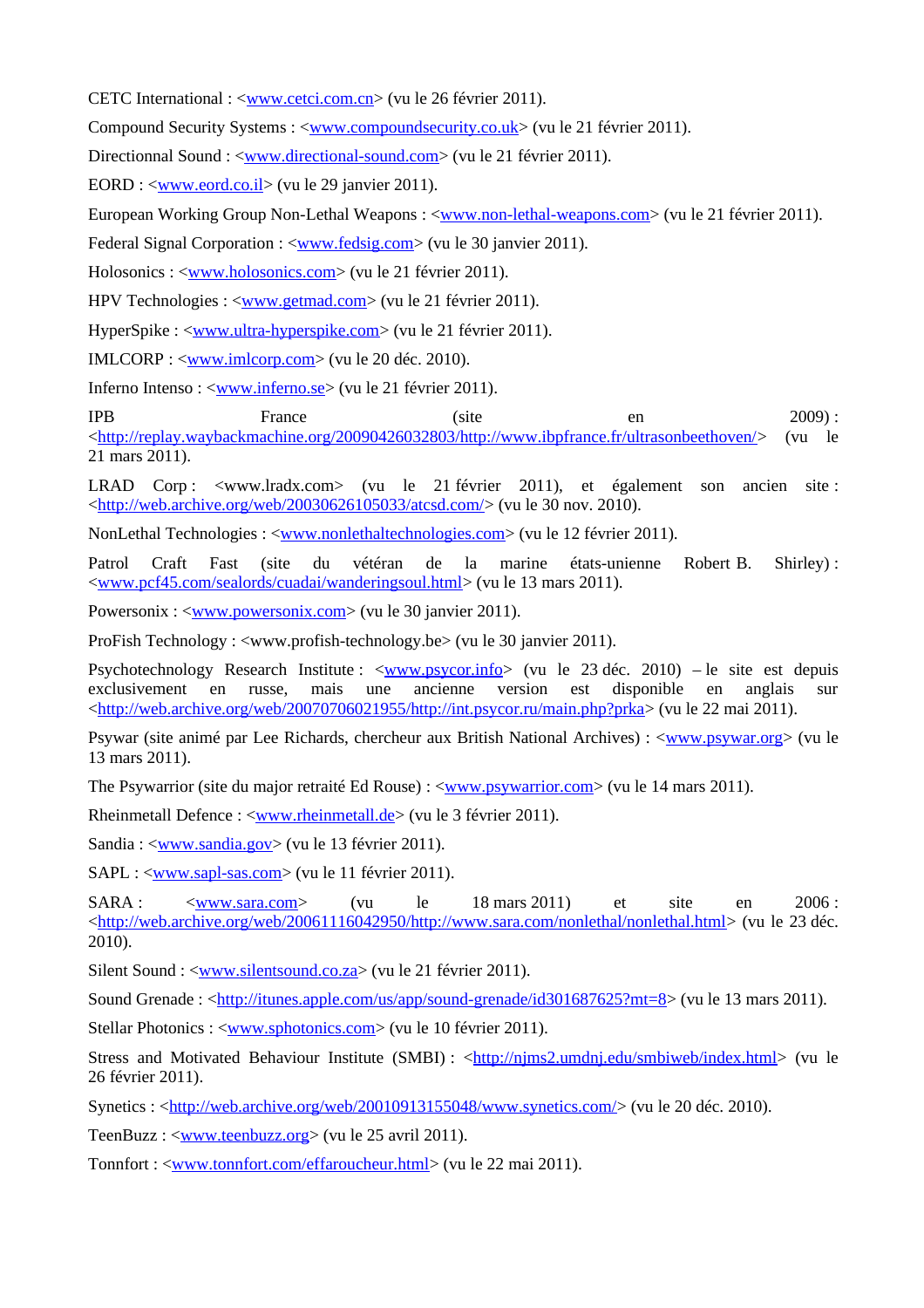CETC International : <www.cetci.com.cn> (vu le 26 février 2011).

Compound Security Systems : <www.compoundsecurity.co.uk> (vu le 21 février 2011).

Directionnal Sound : <www.directional-sound.com> (vu le 21 février 2011).

EORD : <www.eord.co.il> (vu le 29 janvier 2011).

European Working Group Non-Lethal Weapons : <www.non-lethal-weapons.com> (vu le 21 février 2011).

Federal Signal Corporation : <www.fedsig.com> (vu le 30 janvier 2011).

Holosonics : <www.holosonics.com> (vu le 21 février 2011).

HPV Technologies : <www.getmad.com> (vu le 21 février 2011).

HyperSpike : <www.ultra-hyperspike.com> (vu le 21 février 2011).

IMLCORP : <www.imlcorp.com> (vu le 20 déc. 2010).

Inferno Intenso : <www.inferno.se> (vu le 21 février 2011).

IPB France (site en 2009) : <http://replay.waybackmachine.org/20090426032803/http://www.ibpfrance.fr/ultrasonbeethoven/> (vu le 21 mars 2011).

LRAD Corp : <www.lradx.com> (vu le 21 février 2011), et également son ancien site : <http://web.archive.org/web/20030626105033/atcsd.com/> (vu le 30 nov. 2010).

NonLethal Technologies : <www.nonlethaltechnologies.com> (vu le 12 février 2011).

Patrol Craft Fast (site du vétéran de la marine états-unienne Robert B. Shirley) : <www.pcf45.com/sealords/cuadai/wanderingsoul.html> (vu le 13 mars 2011).

Powersonix : <www.powersonix.com> (vu le 30 janvier 2011).

ProFish Technology : <www.profish-technology.be> (vu le 30 janvier 2011).

Psychotechnology Research Institute : <www.psycor.info> (vu le 23 déc. 2010) – le site est depuis exclusivement en russe, mais une ancienne version est disponible en anglais sur <http://web.archive.org/web/20070706021955/http://int.psycor.ru/main.php?prka> (vu le 22 mai 2011).

Psywar (site animé par Lee Richards, chercheur aux British National Archives) : <www.psywar.org> (vu le 13 mars 2011).

The Psywarrior (site du major retraité Ed Rouse) : <www.psywarrior.com> (vu le 14 mars 2011).

Rheinmetall Defence : <www.rheinmetall.de> (vu le 3 février 2011).

Sandia : <www.sandia.gov> (vu le 13 février 2011).

SAPL : <www.sapl-sas.com> (vu le 11 février 2011).

SARA : <www.sara.com> (vu le 18 mars 2011) et site en 2006 : <http://web.archive.org/web/20061116042950/http://www.sara.com/nonlethal/nonlethal.html> (vu le 23 déc. 2010).

Silent Sound : <www.silentsound.co.za> (vu le 21 février 2011).

Sound Grenade : <http://itunes.apple.com/us/app/sound-grenade/id301687625?mt=8> (vu le 13 mars 2011).

Stellar Photonics : <www.sphotonics.com> (vu le 10 février 2011).

Stress and Motivated Behaviour Institute (SMBI) : <http://njms2.umdnj.edu/smbiweb/index.html> (vu le 26 février 2011).

Synetics : <http://web.archive.org/web/20010913155048/www.synetics.com/> (vu le 20 déc. 2010).

TeenBuzz : <www.teenbuzz.org> (vu le 25 avril 2011).

Tonnfort : <www.tonnfort.com/effaroucheur.html> (vu le 22 mai 2011).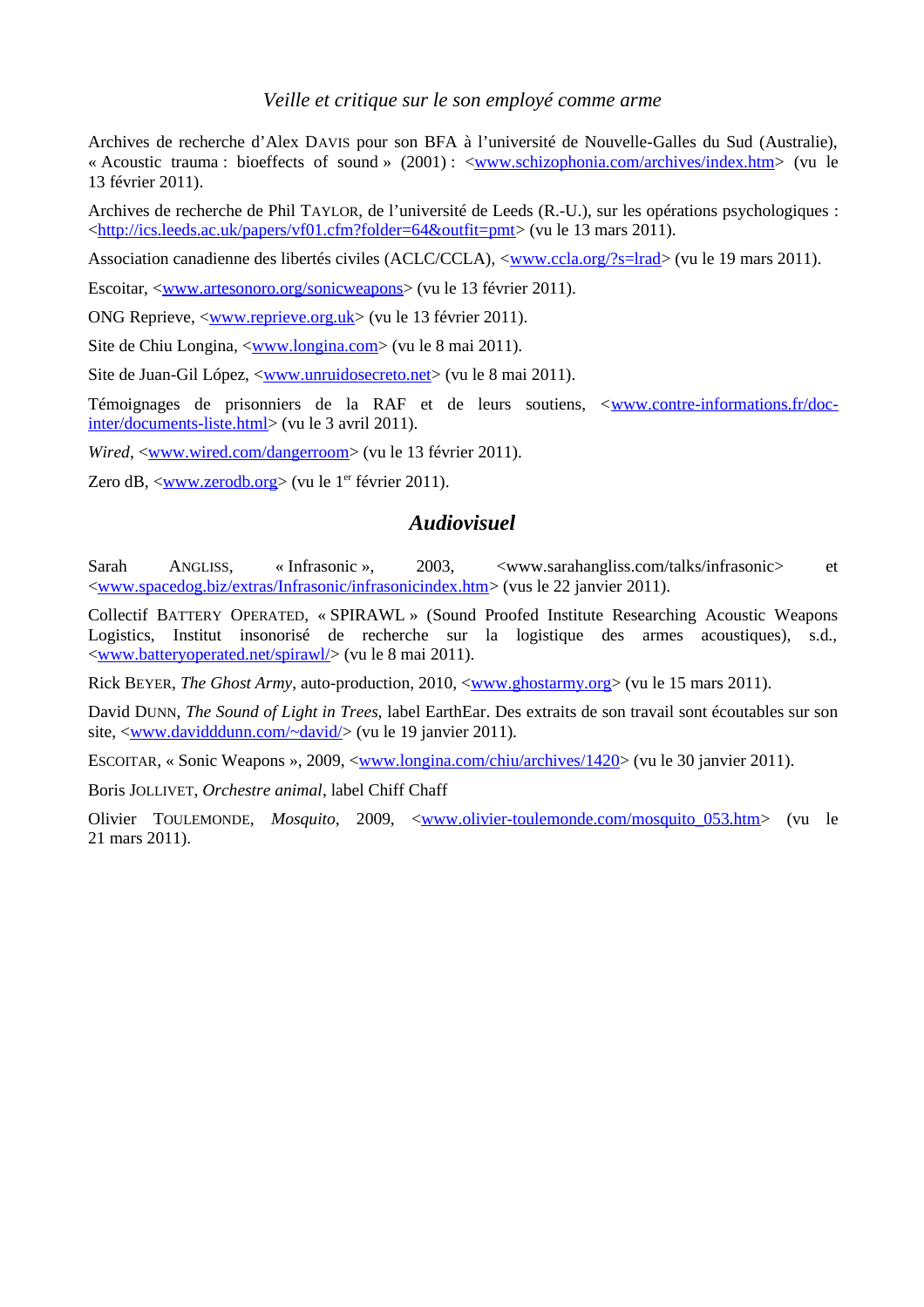### *Veille et critique sur le son employé comme arme*

Archives de recherche d'Alex DAVIS pour son BFA à l'université de Nouvelle-Galles du Sud (Australie), « Acoustic trauma : bioeffects of sound » (2001) : <www.schizophonia.com/archives/index.htm> (vu le 13 février 2011).

Archives de recherche de Phil TAYLOR, de l'université de Leeds (R.-U.), sur les opérations psychologiques : <http://ics.leeds.ac.uk/papers/vf01.cfm?folder=64&outfit=pmt> (vu le 13 mars 2011).

Association canadienne des libertés civiles (ACLC/CCLA), <www.ccla.org/?s=lrad> (vu le 19 mars 2011).

Escoitar, <www.artesonoro.org/sonicweapons> (vu le 13 février 2011).

ONG Reprieve, <www.reprieve.org.uk> (vu le 13 février 2011).

Site de Chiu Longina, <www.longina.com> (vu le 8 mai 2011).

Site de Juan-Gil López, <www.unruidosecreto.net> (vu le 8 mai 2011).

Témoignages de prisonniers de la RAF et de leurs soutiens, <www.contre-informations.fr/doc-inter/documents-liste.html> (vu le 3 avril 2011).

*Wired*, <www.wired.com/dangerroom> (vu le 13 février 2011).

Zero dB, <www.zerodb.org> (vu le 1er février 2011).

## *Audiovisuel*

Sarah ANGLISS, « Infrasonic », 2003, <www.sarahangliss.com/talks/infrasonic> et <www.spacedog.biz/extras/Infrasonic/infrasonicindex.htm> (vus le 22 janvier 2011).

Collectif BATTERY OPERATED, « SPIRAWL » (Sound Proofed Institute Researching Acoustic Weapons Logistics, Institut insonorisé de recherche sur la logistique des armes acoustiques), s.d., <www.batteryoperated.net/spirawl/> (vu le 8 mai 2011).

Rick BEYER, *The Ghost Army*, auto-production, 2010, <www.ghostarmy.org> (vu le 15 mars 2011).

David DUNN, *The Sound of Light in Trees*, label EarthEar. Des extraits de son travail sont écoutables sur son site, <www.davidddunn.com/~david/> (vu le 19 janvier 2011).

ESCOITAR, « Sonic Weapons », 2009, <www.longina.com/chiu/archives/1420> (vu le 30 janvier 2011).

Boris JOLLIVET, *Orchestre animal*, label Chiff Chaff

Olivier TOULEMONDE, *Mosquito*, 2009, <www.olivier-toulemonde.com/mosquito_053.htm> (vu le 21 mars 2011).